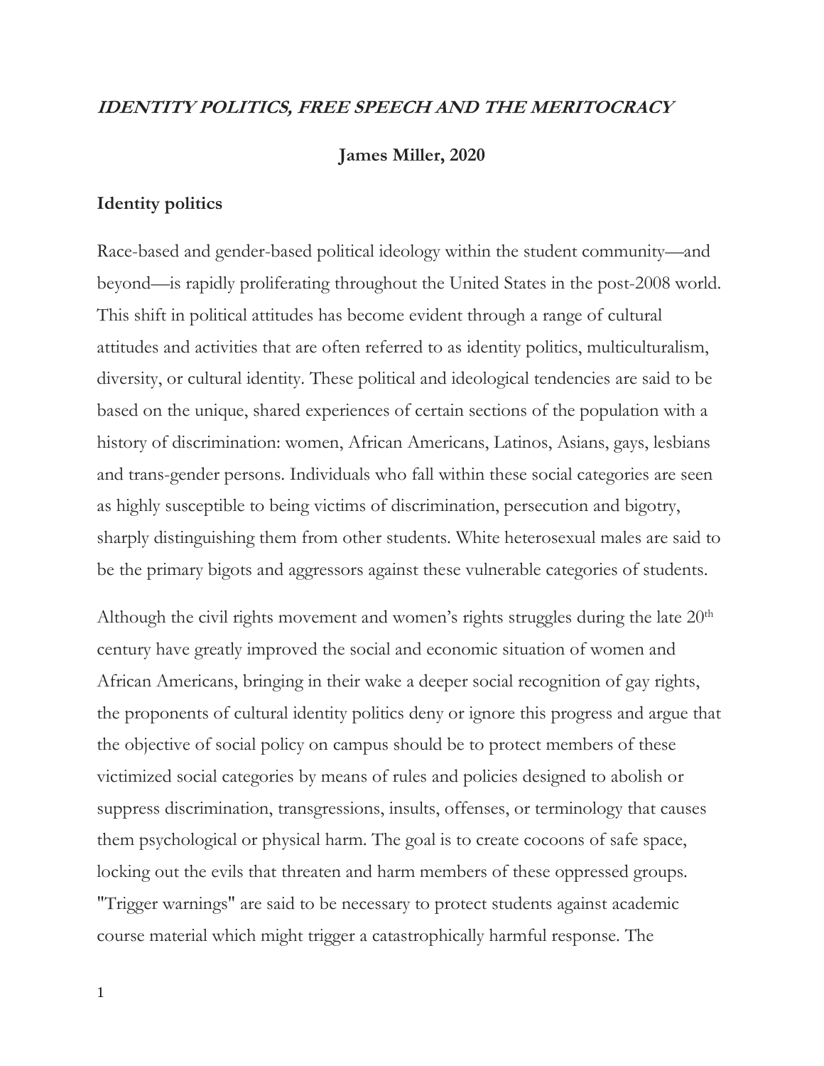## ***IDENTITY POLITICS, FREE SPEECH AND THE MERITOCRACY***

**James Miller, 2020**

### Identity politics

Race-based and gender-based political ideology within the student community—and beyond—is rapidly proliferating throughout the United States in the post-2008 world. This shift in political attitudes has become evident through a range of cultural attitudes and activities that are often referred to as identity politics, multiculturalism, diversity, or cultural identity. These political and ideological tendencies are said to be based on the unique, shared experiences of certain sections of the population with a history of discrimination: women, African Americans, Latinos, Asians, gays, lesbians and trans-gender persons. Individuals who fall within these social categories are seen as highly susceptible to being victims of discrimination, persecution and bigotry, sharply distinguishing them from other students. White heterosexual males are said to be the primary bigots and aggressors against these vulnerable categories of students.

Although the civil rights movement and women's rights struggles during the late 20th century have greatly improved the social and economic situation of women and African Americans, bringing in their wake a deeper social recognition of gay rights, the proponents of cultural identity politics deny or ignore this progress and argue that the objective of social policy on campus should be to protect members of these victimized social categories by means of rules and policies designed to abolish or suppress discrimination, transgressions, insults, offenses, or terminology that causes them psychological or physical harm. The goal is to create cocoons of safe space, locking out the evils that threaten and harm members of these oppressed groups. "Trigger warnings" are said to be necessary to protect students against academic course material which might trigger a catastrophically harmful response. The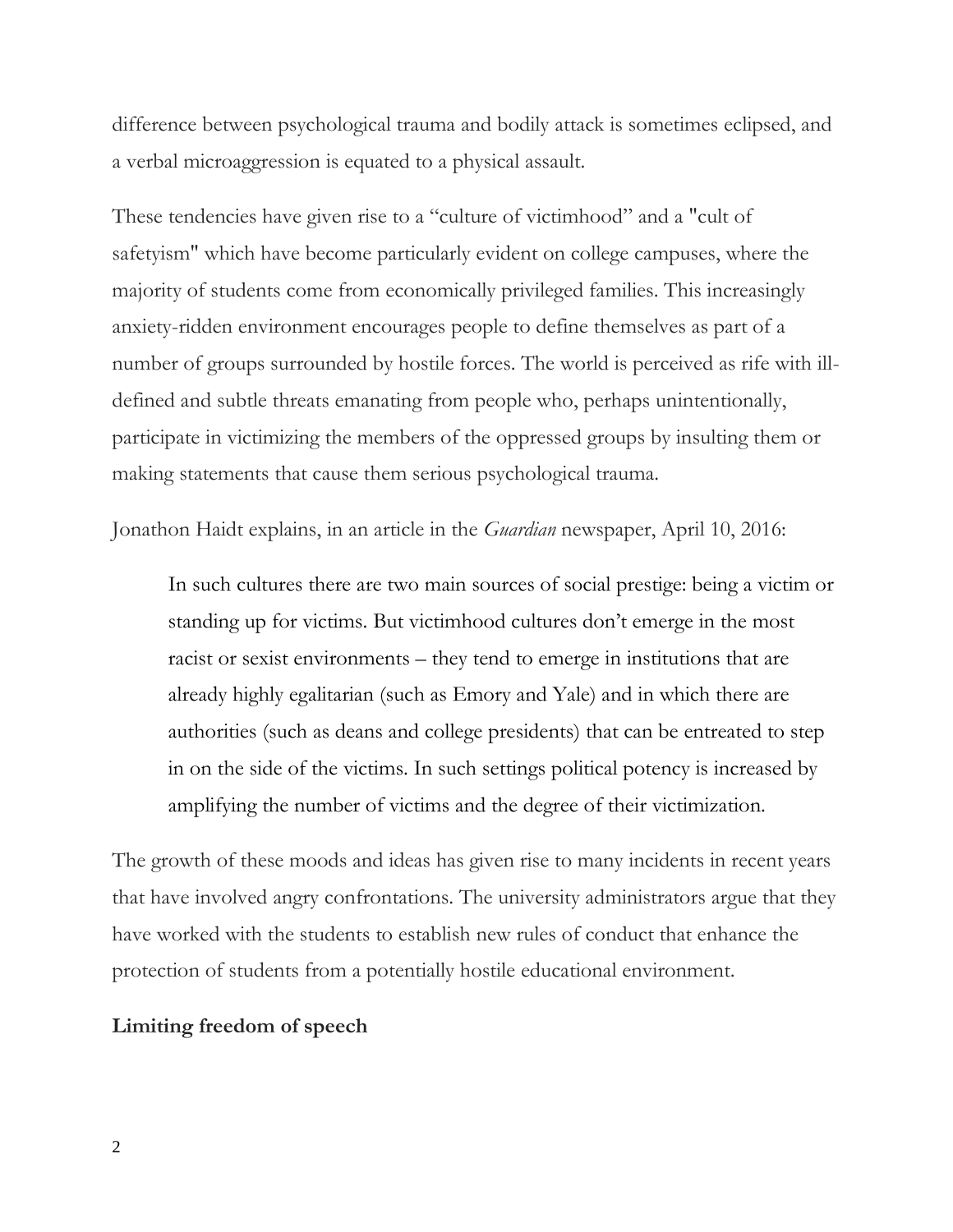difference between psychological trauma and bodily attack is sometimes eclipsed, and a verbal microaggression is equated to a physical assault.

These tendencies have given rise to a "culture of victimhood" and a "cult of safetyism" which have become particularly evident on college campuses, where the majority of students come from economically privileged families. This increasingly anxiety-ridden environment encourages people to define themselves as part of a number of groups surrounded by hostile forces. The world is perceived as rife with ill-defined and subtle threats emanating from people who, perhaps unintentionally, participate in victimizing the members of the oppressed groups by insulting them or making statements that cause them serious psychological trauma.

Jonathon Haidt explains, in an article in the *Guardian* newspaper, April 10, 2016:

> In such cultures there are two main sources of social prestige: being a victim or standing up for victims. But victimhood cultures don't emerge in the most racist or sexist environments – they tend to emerge in institutions that are already highly egalitarian (such as Emory and Yale) and in which there are authorities (such as deans and college presidents) that can be entreated to step in on the side of the victims. In such settings political potency is increased by amplifying the number of victims and the degree of their victimization.

The growth of these moods and ideas has given rise to many incidents in recent years that have involved angry confrontations. The university administrators argue that they have worked with the students to establish new rules of conduct that enhance the protection of students from a potentially hostile educational environment.

**Limiting freedom of speech**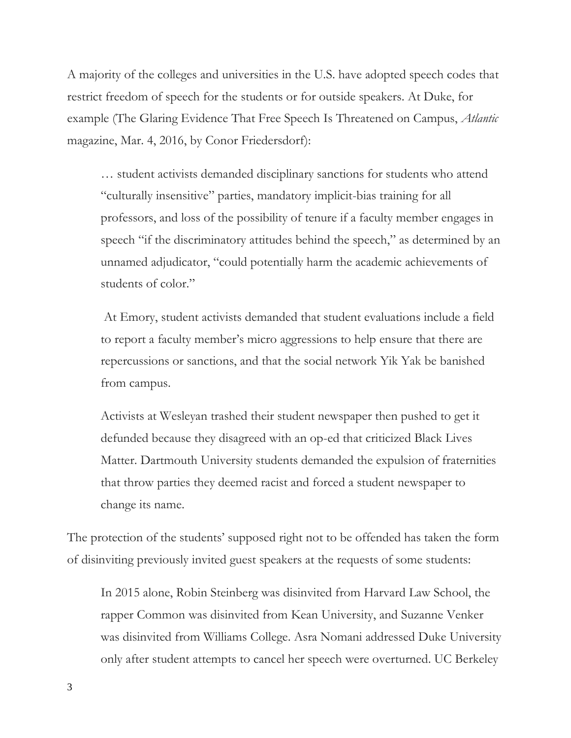A majority of the colleges and universities in the U.S. have adopted speech codes that restrict freedom of speech for the students or for outside speakers. At Duke, for example (The Glaring Evidence That Free Speech Is Threatened on Campus, *Atlantic* magazine, Mar. 4, 2016, by Conor Friedersdorf):

> … student activists demanded disciplinary sanctions for students who attend "culturally insensitive" parties, mandatory implicit-bias training for all professors, and loss of the possibility of tenure if a faculty member engages in speech "if the discriminatory attitudes behind the speech," as determined by an unnamed adjudicator, "could potentially harm the academic achievements of students of color."
>
> At Emory, student activists demanded that student evaluations include a field to report a faculty member's micro aggressions to help ensure that there are repercussions or sanctions, and that the social network Yik Yak be banished from campus.
>
> Activists at Wesleyan trashed their student newspaper then pushed to get it defunded because they disagreed with an op-ed that criticized Black Lives Matter. Dartmouth University students demanded the expulsion of fraternities that throw parties they deemed racist and forced a student newspaper to change its name.

The protection of the students' supposed right not to be offended has taken the form of disinviting previously invited guest speakers at the requests of some students:

> In 2015 alone, Robin Steinberg was disinvited from Harvard Law School, the rapper Common was disinvited from Kean University, and Suzanne Venker was disinvited from Williams College. Asra Nomani addressed Duke University only after student attempts to cancel her speech were overturned. UC Berkeley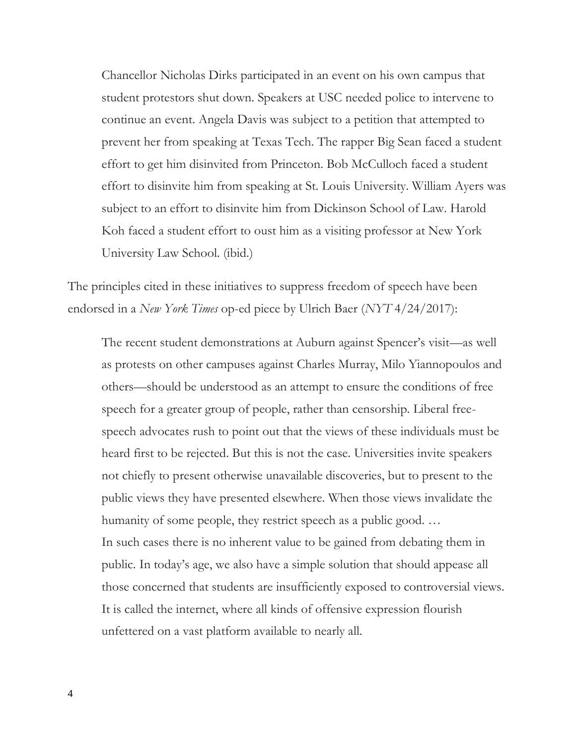> Chancellor Nicholas Dirks participated in an event on his own campus that student protestors shut down. Speakers at USC needed police to intervene to continue an event. Angela Davis was subject to a petition that attempted to prevent her from speaking at Texas Tech. The rapper Big Sean faced a student effort to get him disinvited from Princeton. Bob McCulloch faced a student effort to disinvite him from speaking at St. Louis University. William Ayers was subject to an effort to disinvite him from Dickinson School of Law. Harold Koh faced a student effort to oust him as a visiting professor at New York University Law School. (ibid.)

The principles cited in these initiatives to suppress freedom of speech have been endorsed in a *New York Times* op-ed piece by Ulrich Baer (*NYT* 4/24/2017):

> The recent student demonstrations at Auburn against Spencer's visit—as well as protests on other campuses against Charles Murray, Milo Yiannopoulos and others—should be understood as an attempt to ensure the conditions of free speech for a greater group of people, rather than censorship. Liberal free-speech advocates rush to point out that the views of these individuals must be heard first to be rejected. But this is not the case. Universities invite speakers not chiefly to present otherwise unavailable discoveries, but to present to the public views they have presented elsewhere. When those views invalidate the humanity of some people, they restrict speech as a public good. …
> In such cases there is no inherent value to be gained from debating them in public. In today's age, we also have a simple solution that should appease all those concerned that students are insufficiently exposed to controversial views. It is called the internet, where all kinds of offensive expression flourish unfettered on a vast platform available to nearly all.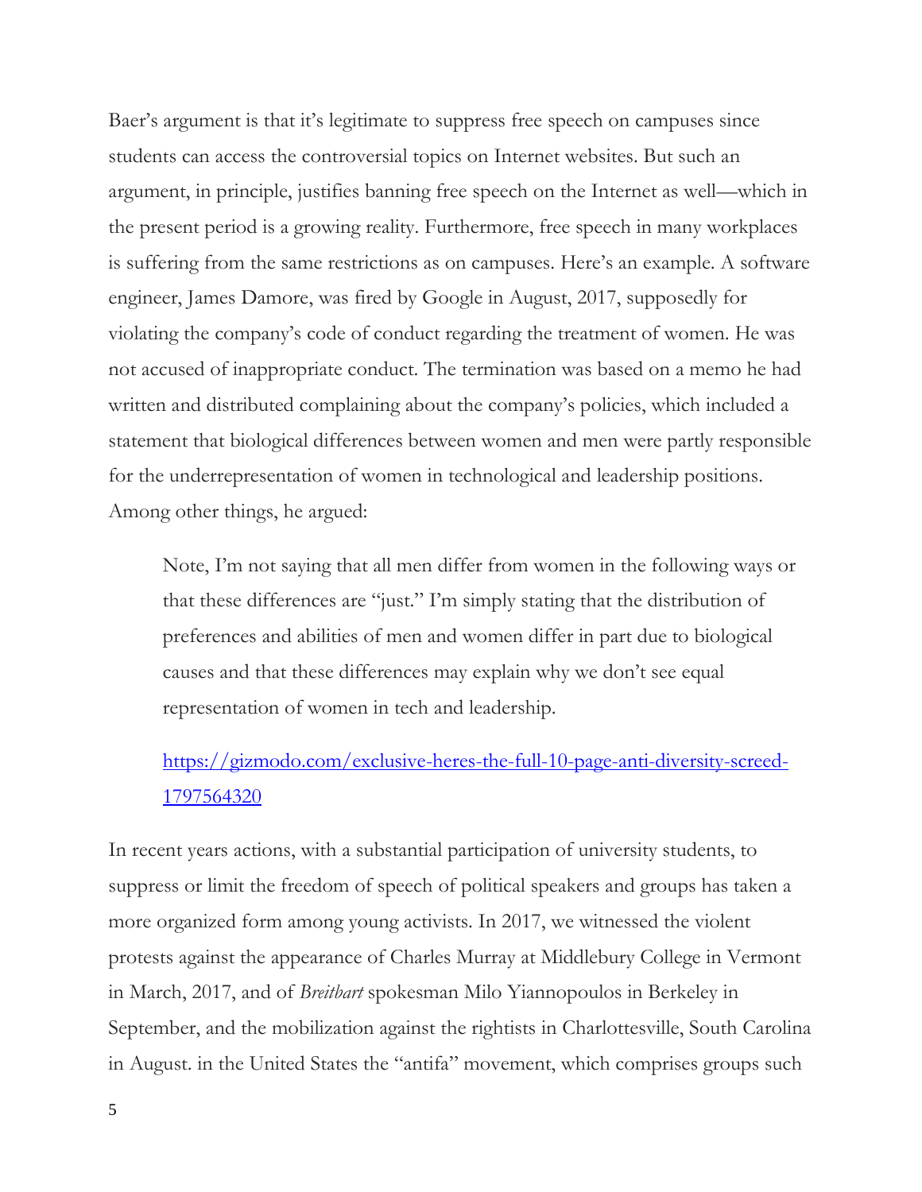Baer's argument is that it's legitimate to suppress free speech on campuses since students can access the controversial topics on Internet websites. But such an argument, in principle, justifies banning free speech on the Internet as well—which in the present period is a growing reality. Furthermore, free speech in many workplaces is suffering from the same restrictions as on campuses. Here's an example. A software engineer, James Damore, was fired by Google in August, 2017, supposedly for violating the company's code of conduct regarding the treatment of women. He was not accused of inappropriate conduct. The termination was based on a memo he had written and distributed complaining about the company's policies, which included a statement that biological differences between women and men were partly responsible for the underrepresentation of women in technological and leadership positions. Among other things, he argued:

> Note, I'm not saying that all men differ from women in the following ways or that these differences are "just." I'm simply stating that the distribution of preferences and abilities of men and women differ in part due to biological causes and that these differences may explain why we don't see equal representation of women in tech and leadership.
>
> https://gizmodo.com/exclusive-heres-the-full-10-page-anti-diversity-screed-1797564320

In recent years actions, with a substantial participation of university students, to suppress or limit the freedom of speech of political speakers and groups has taken a more organized form among young activists. In 2017, we witnessed the violent protests against the appearance of Charles Murray at Middlebury College in Vermont in March, 2017, and of *Breitbart* spokesman Milo Yiannopoulos in Berkeley in September, and the mobilization against the rightists in Charlottesville, South Carolina in August. in the United States the "antifa" movement, which comprises groups such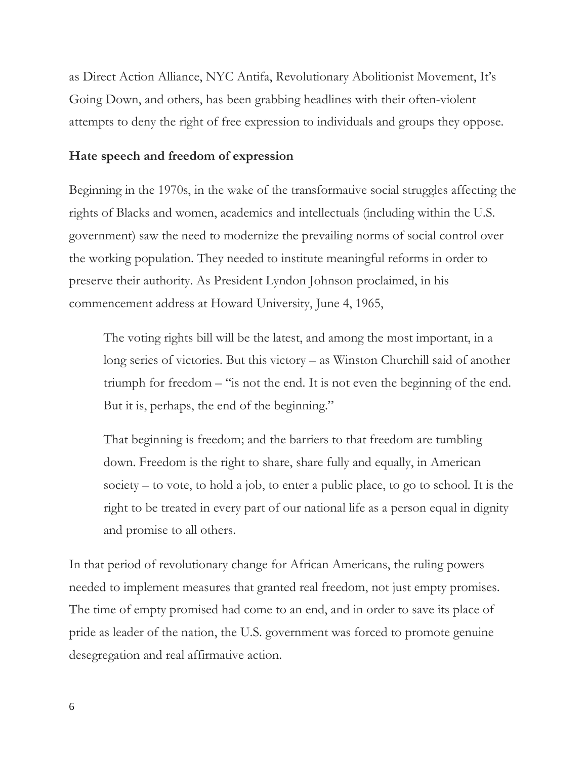as Direct Action Alliance, NYC Antifa, Revolutionary Abolitionist Movement, It's Going Down, and others, has been grabbing headlines with their often-violent attempts to deny the right of free expression to individuals and groups they oppose.

**Hate speech and freedom of expression**

Beginning in the 1970s, in the wake of the transformative social struggles affecting the rights of Blacks and women, academics and intellectuals (including within the U.S. government) saw the need to modernize the prevailing norms of social control over the working population. They needed to institute meaningful reforms in order to preserve their authority. As President Lyndon Johnson proclaimed, in his commencement address at Howard University, June 4, 1965,

> The voting rights bill will be the latest, and among the most important, in a long series of victories. But this victory – as Winston Churchill said of another triumph for freedom – "is not the end. It is not even the beginning of the end. But it is, perhaps, the end of the beginning."
>
> That beginning is freedom; and the barriers to that freedom are tumbling down. Freedom is the right to share, share fully and equally, in American society – to vote, to hold a job, to enter a public place, to go to school. It is the right to be treated in every part of our national life as a person equal in dignity and promise to all others.

In that period of revolutionary change for African Americans, the ruling powers needed to implement measures that granted real freedom, not just empty promises. The time of empty promised had come to an end, and in order to save its place of pride as leader of the nation, the U.S. government was forced to promote genuine desegregation and real affirmative action.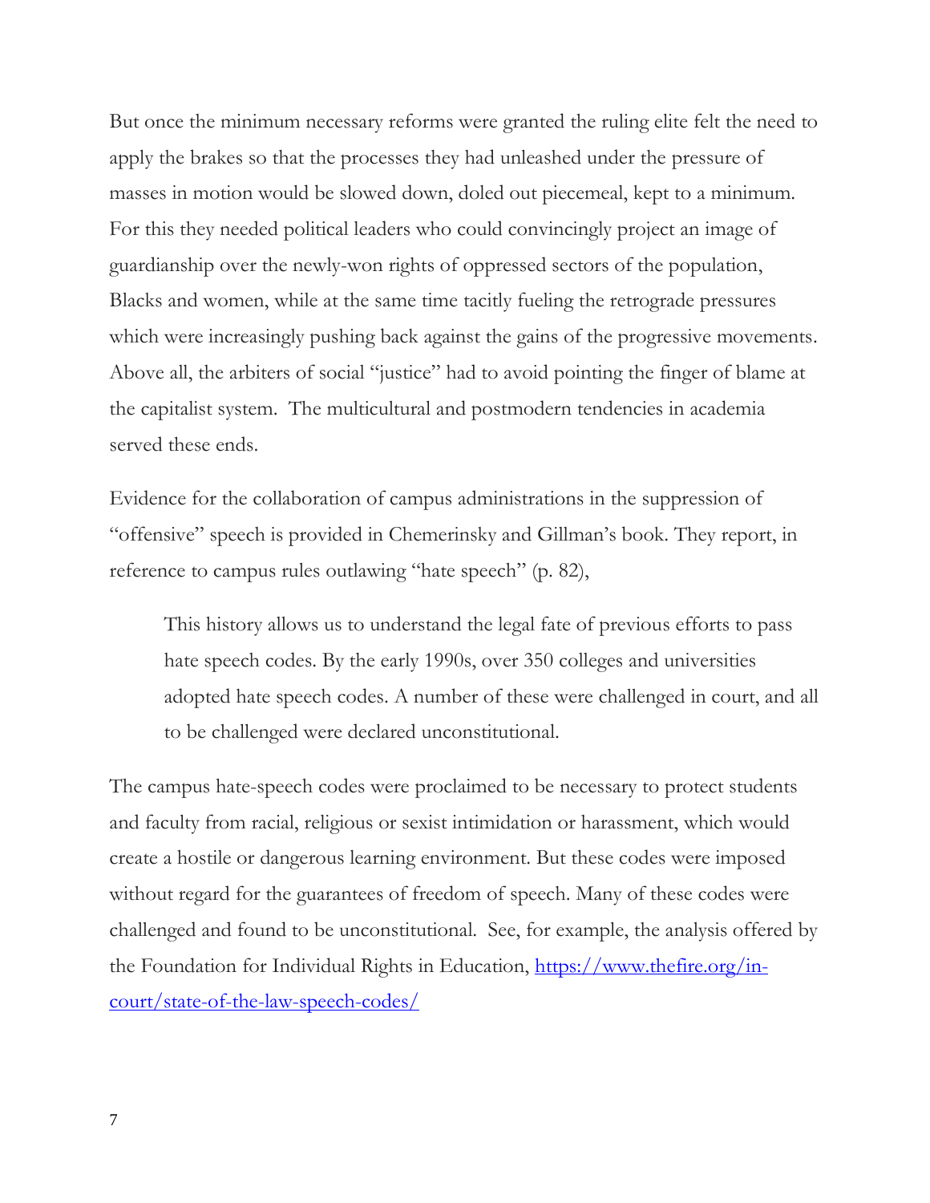But once the minimum necessary reforms were granted the ruling elite felt the need to apply the brakes so that the processes they had unleashed under the pressure of masses in motion would be slowed down, doled out piecemeal, kept to a minimum. For this they needed political leaders who could convincingly project an image of guardianship over the newly-won rights of oppressed sectors of the population, Blacks and women, while at the same time tacitly fueling the retrograde pressures which were increasingly pushing back against the gains of the progressive movements. Above all, the arbiters of social "justice" had to avoid pointing the finger of blame at the capitalist system. The multicultural and postmodern tendencies in academia served these ends.

Evidence for the collaboration of campus administrations in the suppression of "offensive" speech is provided in Chemerinsky and Gillman's book. They report, in reference to campus rules outlawing "hate speech" (p. 82),

> This history allows us to understand the legal fate of previous efforts to pass hate speech codes. By the early 1990s, over 350 colleges and universities adopted hate speech codes. A number of these were challenged in court, and all to be challenged were declared unconstitutional.

The campus hate-speech codes were proclaimed to be necessary to protect students and faculty from racial, religious or sexist intimidation or harassment, which would create a hostile or dangerous learning environment. But these codes were imposed without regard for the guarantees of freedom of speech. Many of these codes were challenged and found to be unconstitutional. See, for example, the analysis offered by the Foundation for Individual Rights in Education, [https://www.thefire.org/in-court/state-of-the-law-speech-codes/](https://www.thefire.org/in-court/state-of-the-law-speech-codes/)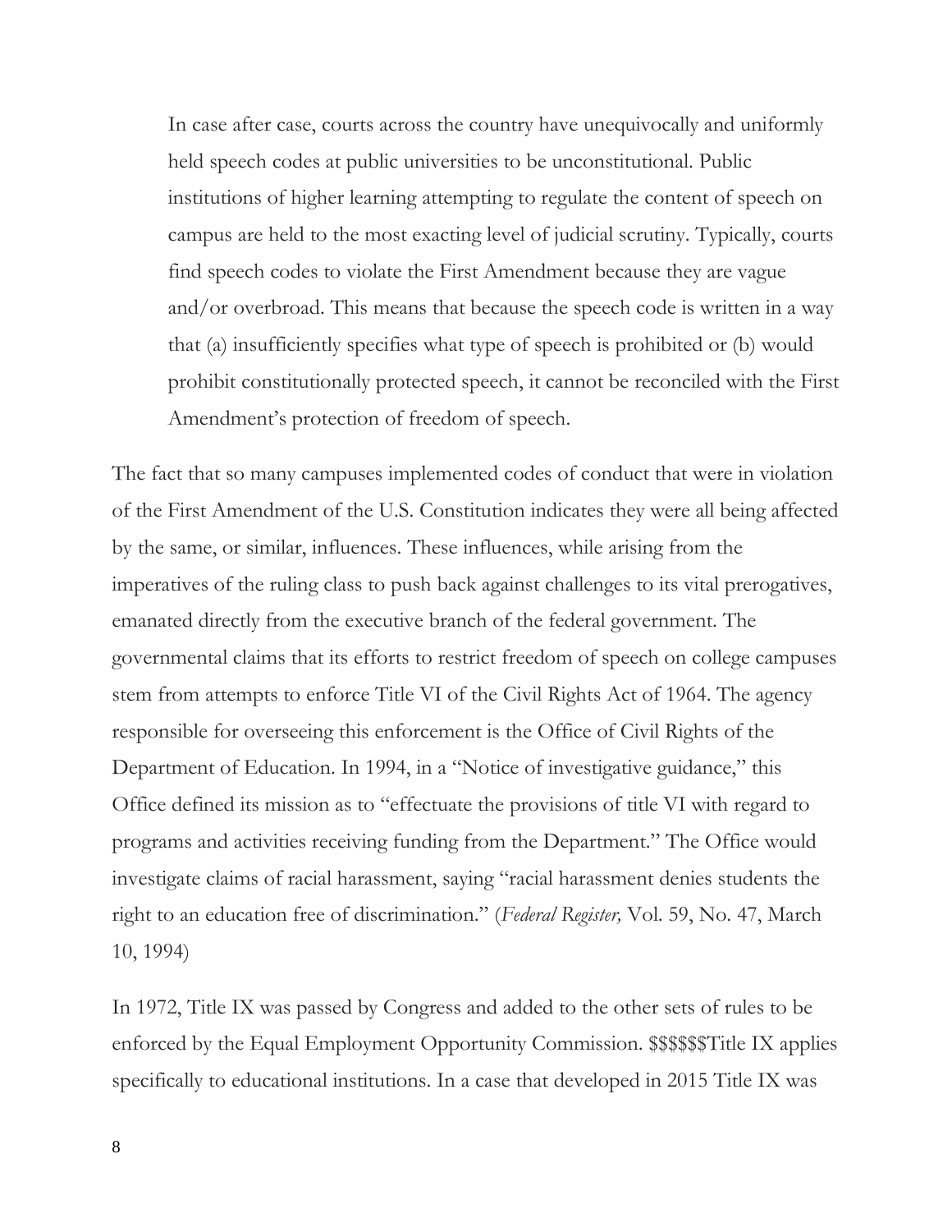> In case after case, courts across the country have unequivocally and uniformly held speech codes at public universities to be unconstitutional. Public institutions of higher learning attempting to regulate the content of speech on campus are held to the most exacting level of judicial scrutiny. Typically, courts find speech codes to violate the First Amendment because they are vague and/or overbroad. This means that because the speech code is written in a way that (a) insufficiently specifies what type of speech is prohibited or (b) would prohibit constitutionally protected speech, it cannot be reconciled with the First Amendment's protection of freedom of speech.

The fact that so many campuses implemented codes of conduct that were in violation of the First Amendment of the U.S. Constitution indicates they were all being affected by the same, or similar, influences. These influences, while arising from the imperatives of the ruling class to push back against challenges to its vital prerogatives, emanated directly from the executive branch of the federal government. The governmental claims that its efforts to restrict freedom of speech on college campuses stem from attempts to enforce Title VI of the Civil Rights Act of 1964. The agency responsible for overseeing this enforcement is the Office of Civil Rights of the Department of Education. In 1994, in a "Notice of investigative guidance," this Office defined its mission as to "effectuate the provisions of title VI with regard to programs and activities receiving funding from the Department." The Office would investigate claims of racial harassment, saying "racial harassment denies students the right to an education free of discrimination." (*Federal Register,* Vol. 59, No. 47, March 10, 1994)

In 1972, Title IX was passed by Congress and added to the other sets of rules to be enforced by the Equal Employment Opportunity Commission. $$$$$$Title IX applies specifically to educational institutions. In a case that developed in 2015 Title IX was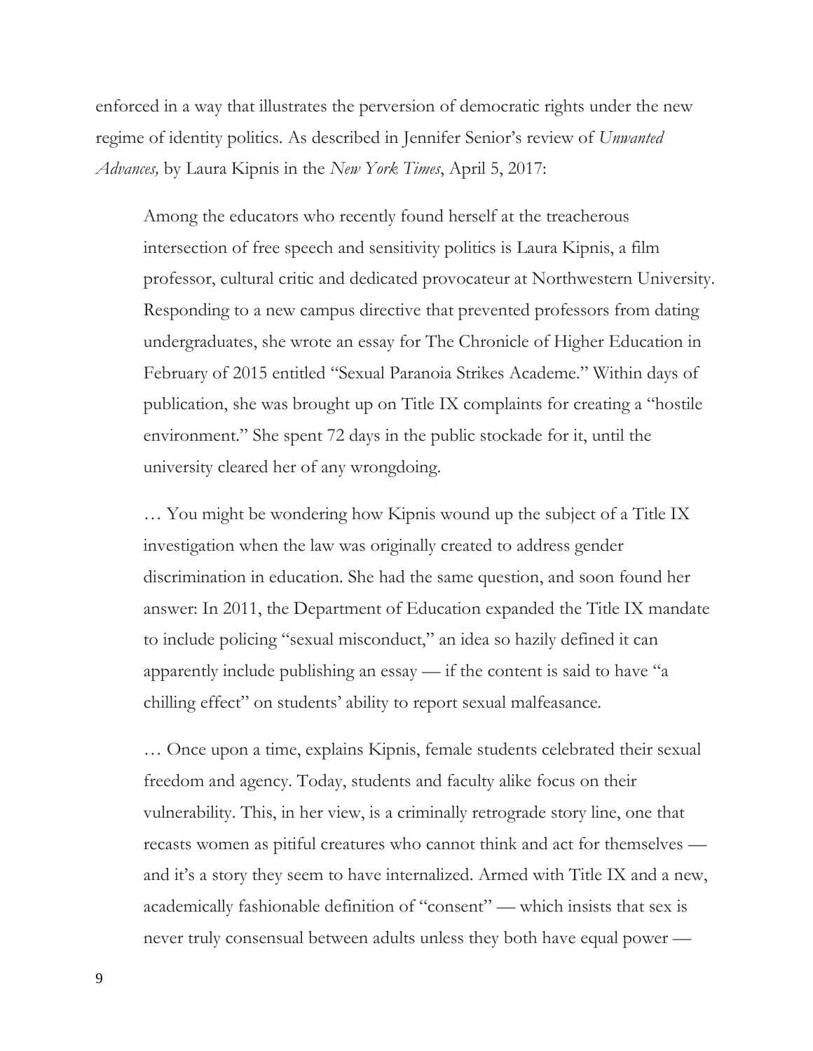enforced in a way that illustrates the perversion of democratic rights under the new regime of identity politics. As described in Jennifer Senior's review of *Unwanted Advances,* by Laura Kipnis in the *New York Times*, April 5, 2017:

> Among the educators who recently found herself at the treacherous intersection of free speech and sensitivity politics is Laura Kipnis, a film professor, cultural critic and dedicated provocateur at Northwestern University. Responding to a new campus directive that prevented professors from dating undergraduates, she wrote an essay for The Chronicle of Higher Education in February of 2015 entitled "Sexual Paranoia Strikes Academe." Within days of publication, she was brought up on Title IX complaints for creating a "hostile environment." She spent 72 days in the public stockade for it, until the university cleared her of any wrongdoing.
>
> … You might be wondering how Kipnis wound up the subject of a Title IX investigation when the law was originally created to address gender discrimination in education. She had the same question, and soon found her answer: In 2011, the Department of Education expanded the Title IX mandate to include policing "sexual misconduct," an idea so hazily defined it can apparently include publishing an essay — if the content is said to have "a chilling effect" on students' ability to report sexual malfeasance.
>
> … Once upon a time, explains Kipnis, female students celebrated their sexual freedom and agency. Today, students and faculty alike focus on their vulnerability. This, in her view, is a criminally retrograde story line, one that recasts women as pitiful creatures who cannot think and act for themselves — and it's a story they seem to have internalized. Armed with Title IX and a new, academically fashionable definition of "consent" — which insists that sex is never truly consensual between adults unless they both have equal power —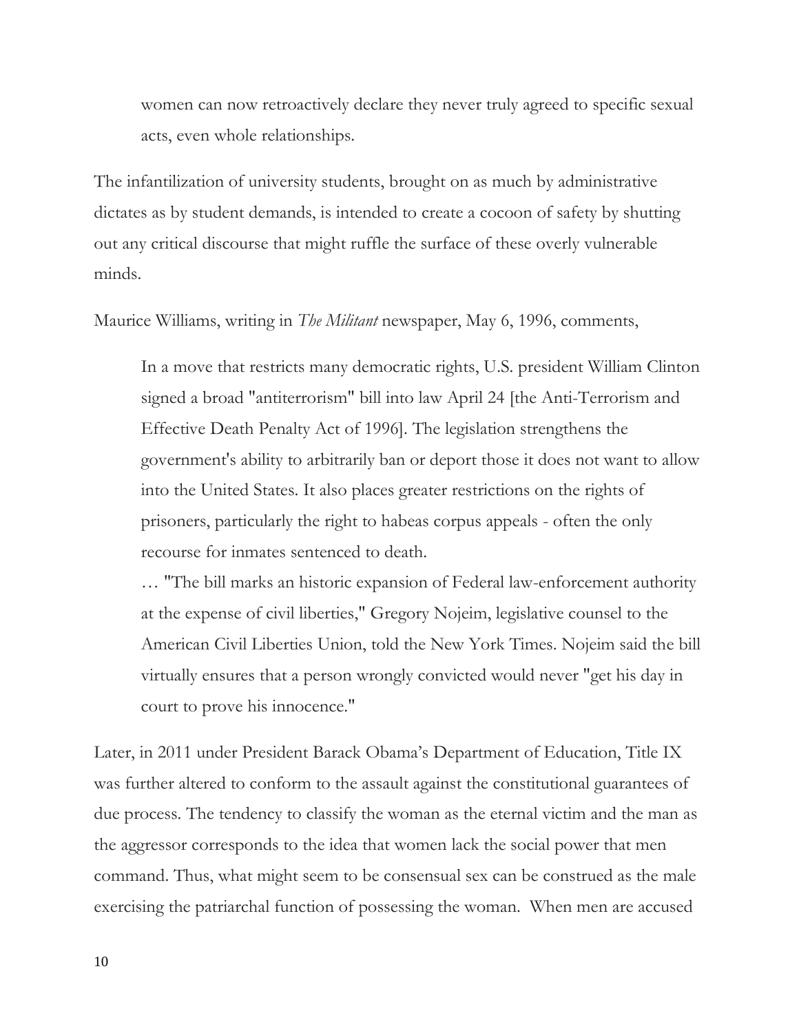> women can now retroactively declare they never truly agreed to specific sexual acts, even whole relationships.

The infantilization of university students, brought on as much by administrative dictates as by student demands, is intended to create a cocoon of safety by shutting out any critical discourse that might ruffle the surface of these overly vulnerable minds.

Maurice Williams, writing in *The Militant* newspaper, May 6, 1996, comments,

> In a move that restricts many democratic rights, U.S. president William Clinton signed a broad "antiterrorism" bill into law April 24 [the Anti-Terrorism and Effective Death Penalty Act of 1996]. The legislation strengthens the government's ability to arbitrarily ban or deport those it does not want to allow into the United States. It also places greater restrictions on the rights of prisoners, particularly the right to habeas corpus appeals - often the only recourse for inmates sentenced to death.
>
> … "The bill marks an historic expansion of Federal law-enforcement authority at the expense of civil liberties," Gregory Nojeim, legislative counsel to the American Civil Liberties Union, told the New York Times. Nojeim said the bill virtually ensures that a person wrongly convicted would never "get his day in court to prove his innocence."

Later, in 2011 under President Barack Obama's Department of Education, Title IX was further altered to conform to the assault against the constitutional guarantees of due process. The tendency to classify the woman as the eternal victim and the man as the aggressor corresponds to the idea that women lack the social power that men command. Thus, what might seem to be consensual sex can be construed as the male exercising the patriarchal function of possessing the woman. When men are accused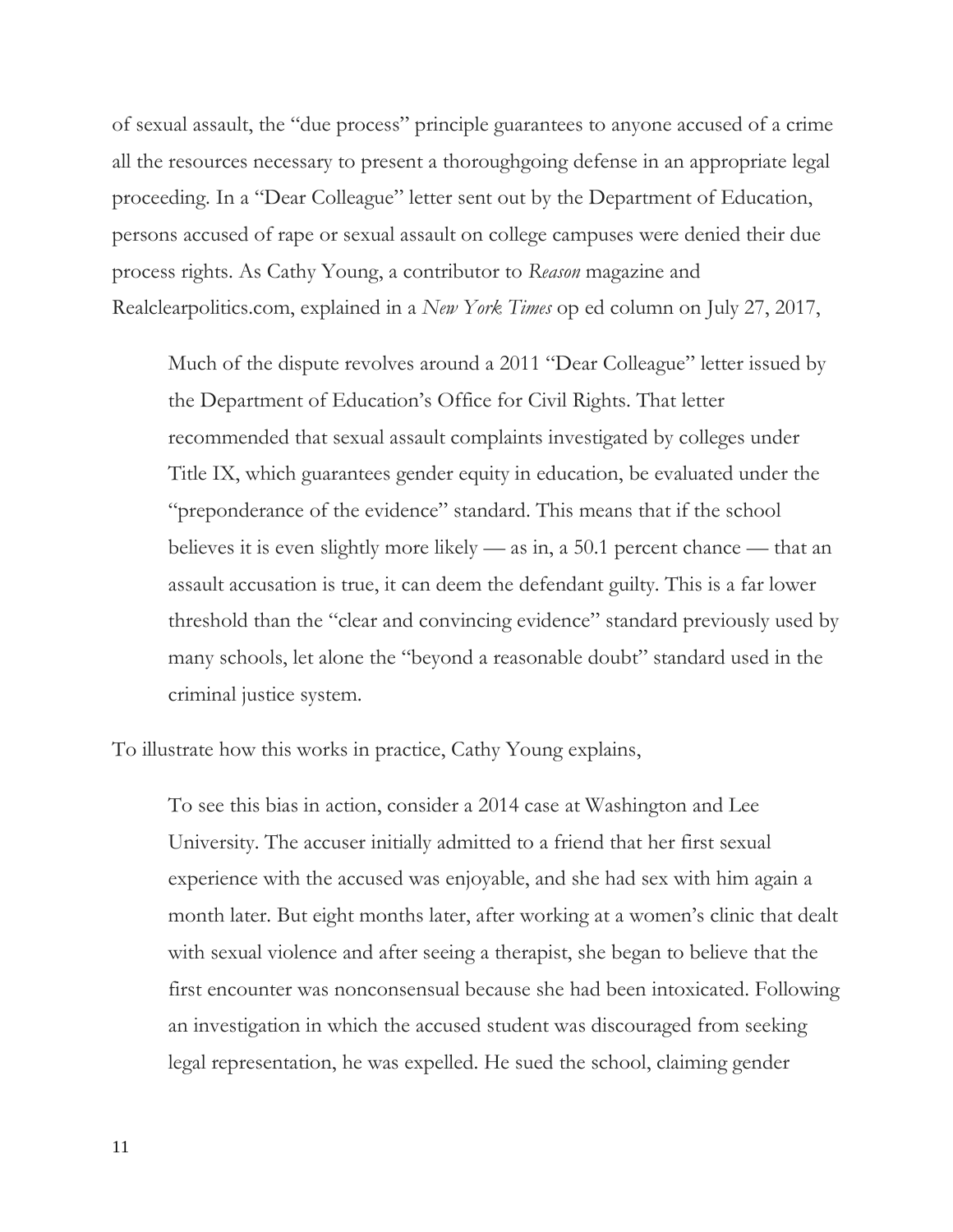of sexual assault, the "due process" principle guarantees to anyone accused of a crime all the resources necessary to present a thoroughgoing defense in an appropriate legal proceeding. In a "Dear Colleague" letter sent out by the Department of Education, persons accused of rape or sexual assault on college campuses were denied their due process rights. As Cathy Young, a contributor to *Reason* magazine and Realclearpolitics.com, explained in a *New York Times* op ed column on July 27, 2017,

> Much of the dispute revolves around a 2011 "Dear Colleague" letter issued by the Department of Education's Office for Civil Rights. That letter recommended that sexual assault complaints investigated by colleges under Title IX, which guarantees gender equity in education, be evaluated under the "preponderance of the evidence" standard. This means that if the school believes it is even slightly more likely — as in, a 50.1 percent chance — that an assault accusation is true, it can deem the defendant guilty. This is a far lower threshold than the "clear and convincing evidence" standard previously used by many schools, let alone the "beyond a reasonable doubt" standard used in the criminal justice system.

To illustrate how this works in practice, Cathy Young explains,

> To see this bias in action, consider a 2014 case at Washington and Lee University. The accuser initially admitted to a friend that her first sexual experience with the accused was enjoyable, and she had sex with him again a month later. But eight months later, after working at a women's clinic that dealt with sexual violence and after seeing a therapist, she began to believe that the first encounter was nonconsensual because she had been intoxicated. Following an investigation in which the accused student was discouraged from seeking legal representation, he was expelled. He sued the school, claiming gender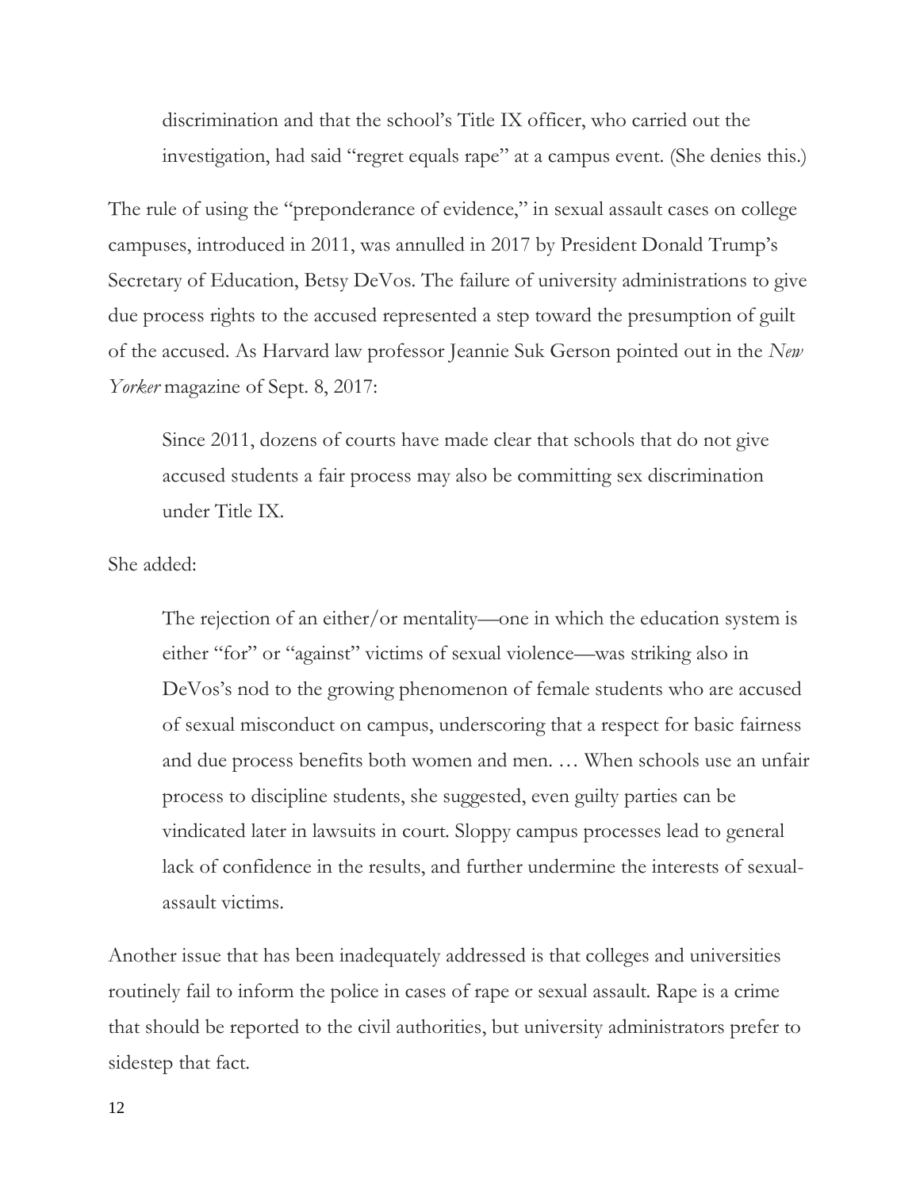> discrimination and that the school's Title IX officer, who carried out the investigation, had said "regret equals rape" at a campus event. (She denies this.)

The rule of using the "preponderance of evidence," in sexual assault cases on college campuses, introduced in 2011, was annulled in 2017 by President Donald Trump's Secretary of Education, Betsy DeVos. The failure of university administrations to give due process rights to the accused represented a step toward the presumption of guilt of the accused. As Harvard law professor Jeannie Suk Gerson pointed out in the *New Yorker* magazine of Sept. 8, 2017:

> Since 2011, dozens of courts have made clear that schools that do not give accused students a fair process may also be committing sex discrimination under Title IX.

She added:

> The rejection of an either/or mentality—one in which the education system is either "for" or "against" victims of sexual violence—was striking also in DeVos's nod to the growing phenomenon of female students who are accused of sexual misconduct on campus, underscoring that a respect for basic fairness and due process benefits both women and men. … When schools use an unfair process to discipline students, she suggested, even guilty parties can be vindicated later in lawsuits in court. Sloppy campus processes lead to general lack of confidence in the results, and further undermine the interests of sexual-assault victims.

Another issue that has been inadequately addressed is that colleges and universities routinely fail to inform the police in cases of rape or sexual assault. Rape is a crime that should be reported to the civil authorities, but university administrators prefer to sidestep that fact.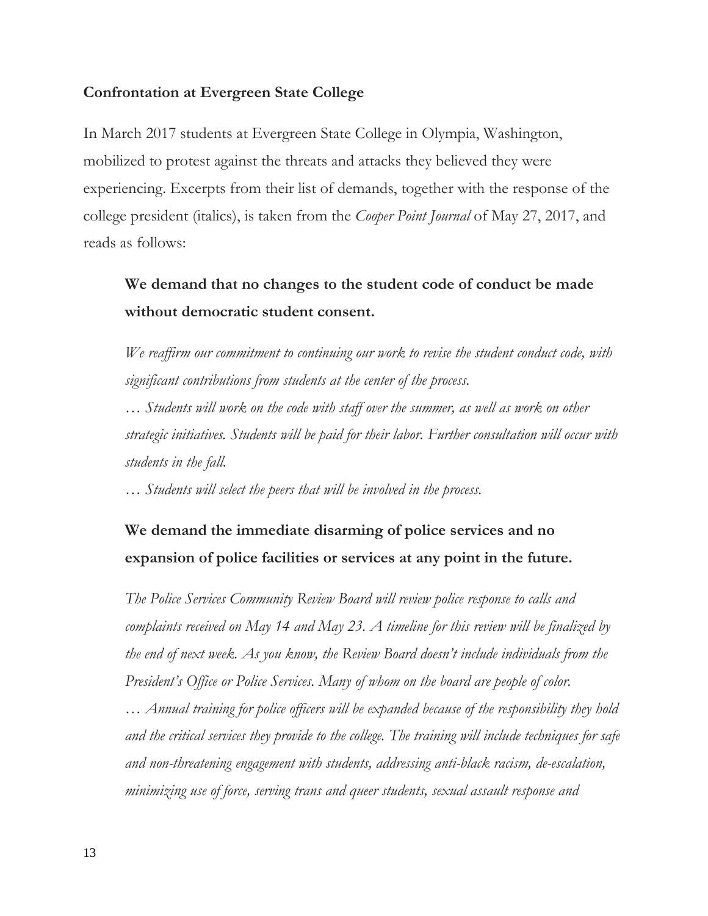**Confrontation at Evergreen State College**

In March 2017 students at Evergreen State College in Olympia, Washington, mobilized to protest against the threats and attacks they believed they were experiencing. Excerpts from their list of demands, together with the response of the college president (italics), is taken from the *Cooper Point Journal* of May 27, 2017, and reads as follows:

> **We demand that no changes to the student code of conduct be made without democratic student consent.**
>
> *We reaffirm our commitment to continuing our work to revise the student conduct code, with significant contributions from students at the center of the process.*
> *… Students will work on the code with staff over the summer, as well as work on other strategic initiatives. Students will be paid for their labor. Further consultation will occur with students in the fall.*
> *… Students will select the peers that will be involved in the process.*
>
> **We demand the immediate disarming of police services and no expansion of police facilities or services at any point in the future.**
>
> *The Police Services Community Review Board will review police response to calls and complaints received on May 14 and May 23. A timeline for this review will be finalized by the end of next week. As you know, the Review Board doesn't include individuals from the President's Office or Police Services. Many of whom on the board are people of color.*
> *… Annual training for police officers will be expanded because of the responsibility they hold and the critical services they provide to the college. The training will include techniques for safe and non-threatening engagement with students, addressing anti-black racism, de-escalation, minimizing use of force, serving trans and queer students, sexual assault response and*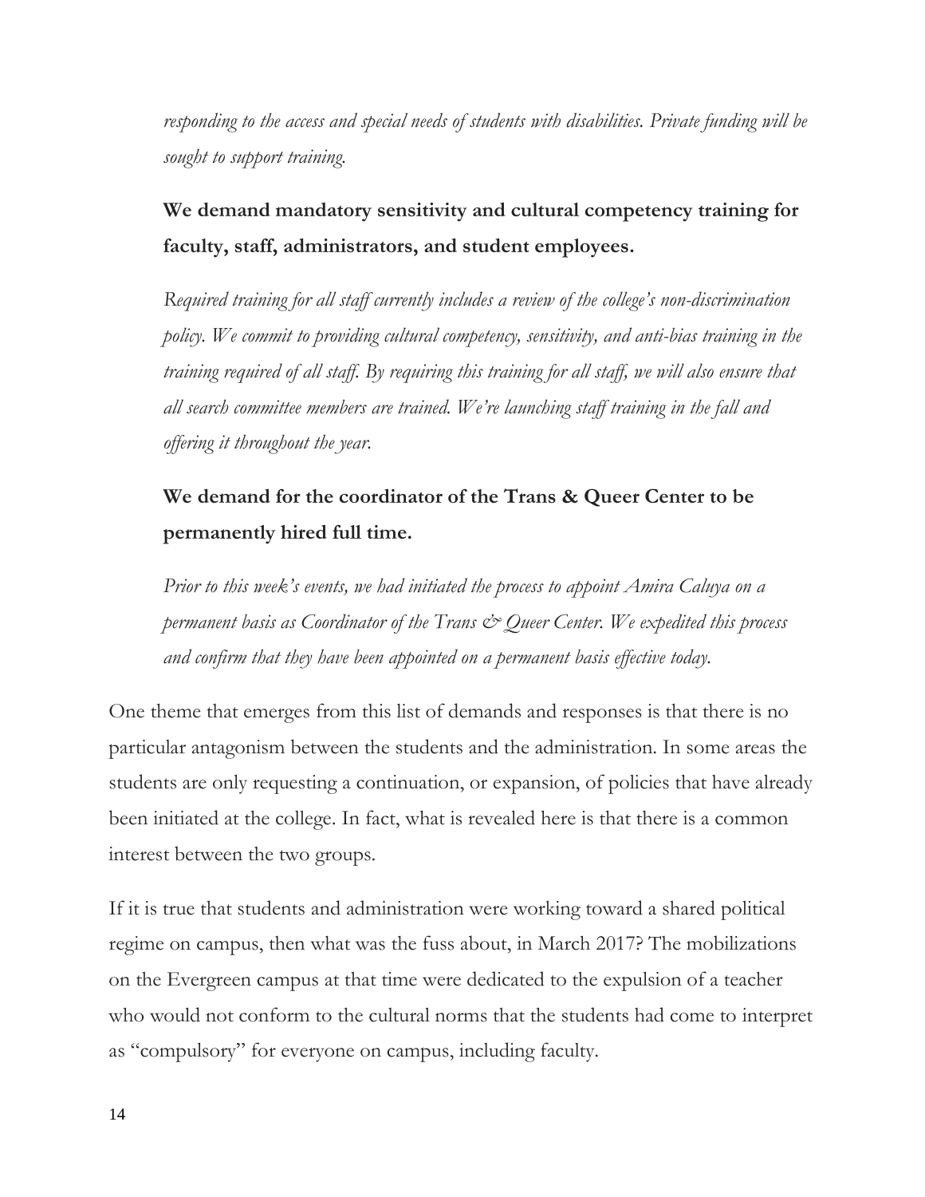*responding to the access and special needs of students with disabilities. Private funding will be sought to support training.*

**We demand mandatory sensitivity and cultural competency training for faculty, staff, administrators, and student employees.**

*Required training for all staff currently includes a review of the college's non-discrimination policy. We commit to providing cultural competency, sensitivity, and anti-bias training in the training required of all staff. By requiring this training for all staff, we will also ensure that all search committee members are trained. We're launching staff training in the fall and offering it throughout the year.*

**We demand for the coordinator of the Trans & Queer Center to be permanently hired full time.**

*Prior to this week's events, we had initiated the process to appoint Amira Caluya on a permanent basis as Coordinator of the Trans & Queer Center. We expedited this process and confirm that they have been appointed on a permanent basis effective today.*

One theme that emerges from this list of demands and responses is that there is no particular antagonism between the students and the administration. In some areas the students are only requesting a continuation, or expansion, of policies that have already been initiated at the college. In fact, what is revealed here is that there is a common interest between the two groups.

If it is true that students and administration were working toward a shared political regime on campus, then what was the fuss about, in March 2017? The mobilizations on the Evergreen campus at that time were dedicated to the expulsion of a teacher who would not conform to the cultural norms that the students had come to interpret as "compulsory" for everyone on campus, including faculty.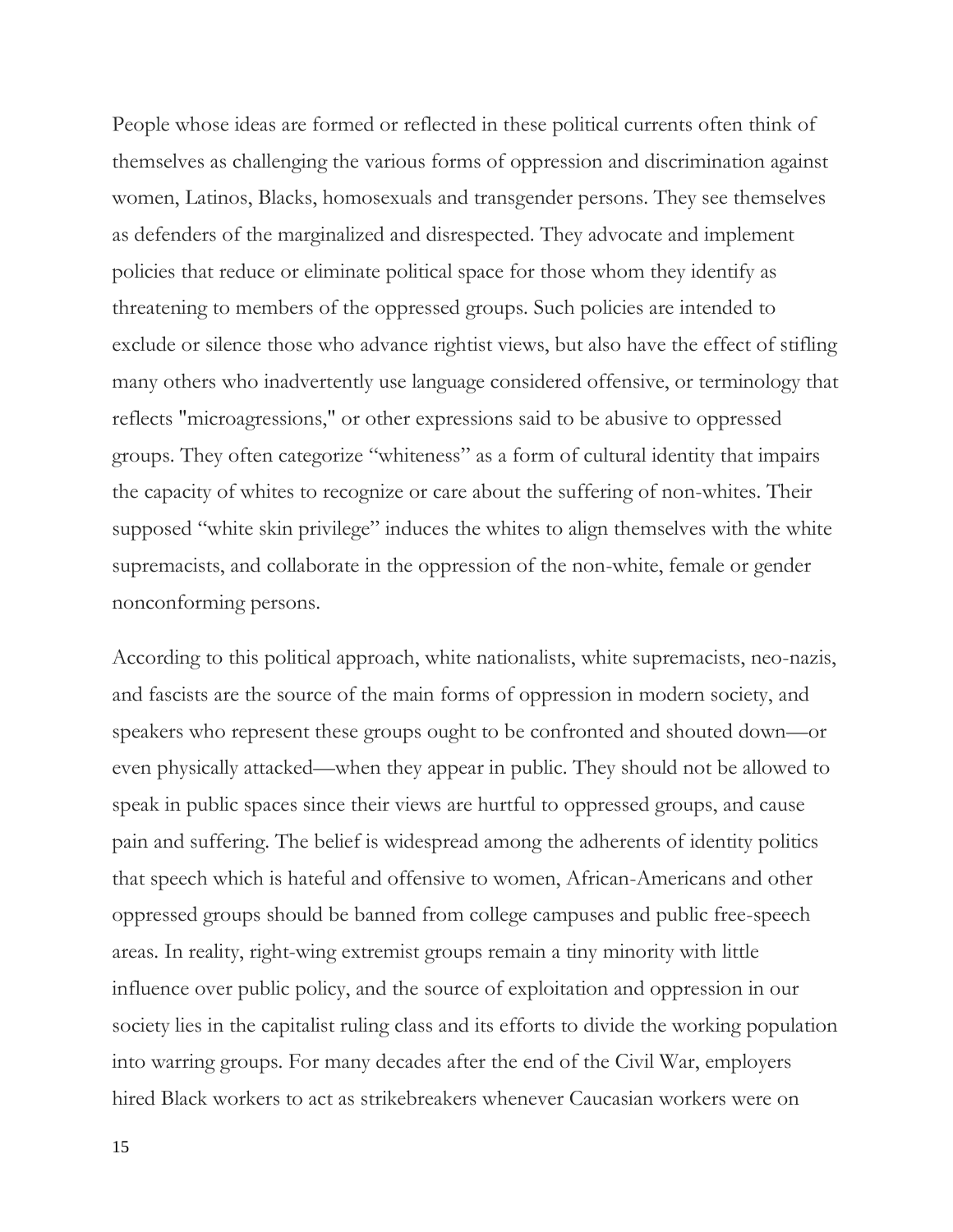People whose ideas are formed or reflected in these political currents often think of themselves as challenging the various forms of oppression and discrimination against women, Latinos, Blacks, homosexuals and transgender persons. They see themselves as defenders of the marginalized and disrespected. They advocate and implement policies that reduce or eliminate political space for those whom they identify as threatening to members of the oppressed groups. Such policies are intended to exclude or silence those who advance rightist views, but also have the effect of stifling many others who inadvertently use language considered offensive, or terminology that reflects "microagressions," or other expressions said to be abusive to oppressed groups. They often categorize "whiteness" as a form of cultural identity that impairs the capacity of whites to recognize or care about the suffering of non-whites. Their supposed "white skin privilege" induces the whites to align themselves with the white supremacists, and collaborate in the oppression of the non-white, female or gender nonconforming persons.

According to this political approach, white nationalists, white supremacists, neo-nazis, and fascists are the source of the main forms of oppression in modern society, and speakers who represent these groups ought to be confronted and shouted down—or even physically attacked—when they appear in public. They should not be allowed to speak in public spaces since their views are hurtful to oppressed groups, and cause pain and suffering. The belief is widespread among the adherents of identity politics that speech which is hateful and offensive to women, African-Americans and other oppressed groups should be banned from college campuses and public free-speech areas. In reality, right-wing extremist groups remain a tiny minority with little influence over public policy, and the source of exploitation and oppression in our society lies in the capitalist ruling class and its efforts to divide the working population into warring groups. For many decades after the end of the Civil War, employers hired Black workers to act as strikebreakers whenever Caucasian workers were on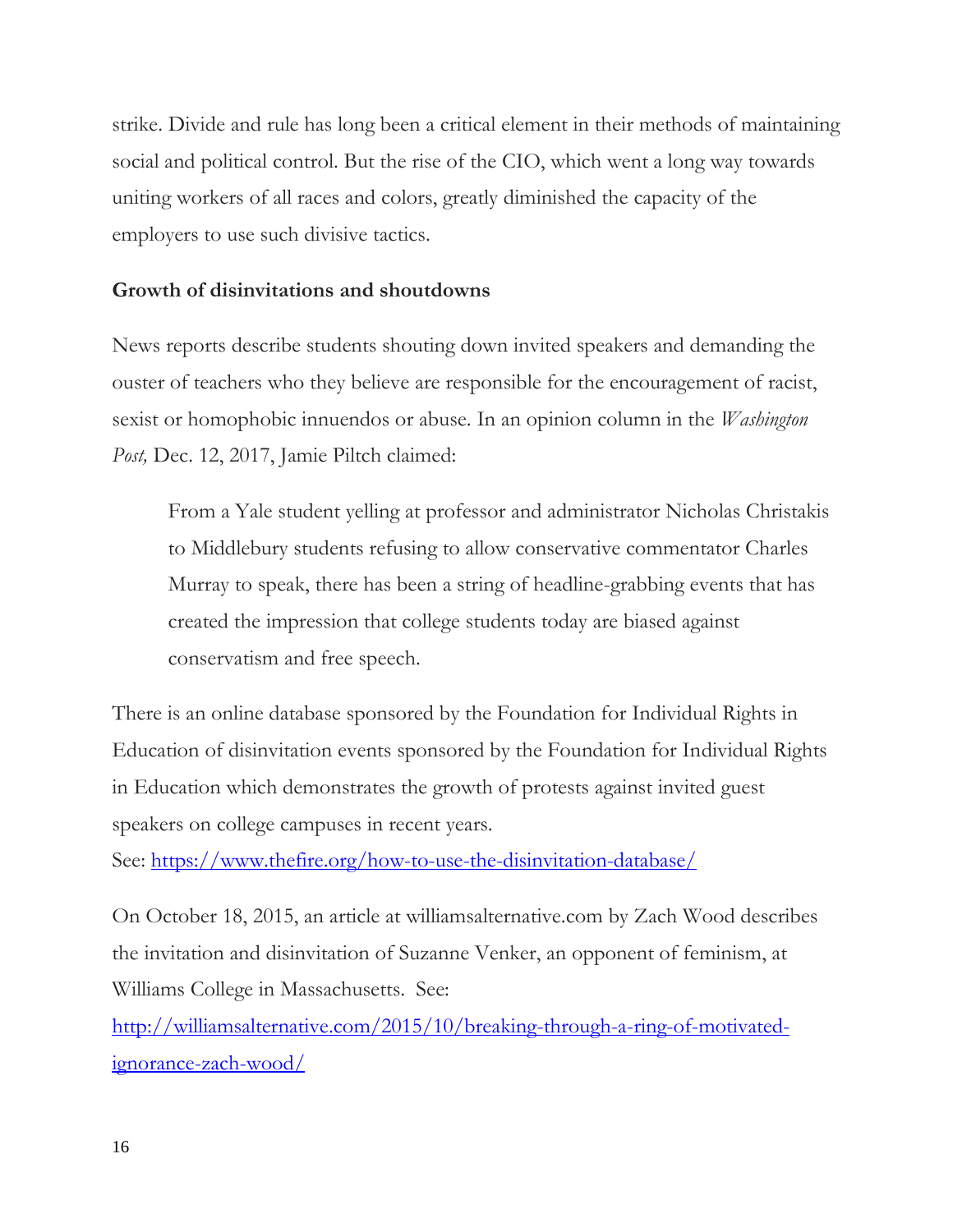strike. Divide and rule has long been a critical element in their methods of maintaining social and political control. But the rise of the CIO, which went a long way towards uniting workers of all races and colors, greatly diminished the capacity of the employers to use such divisive tactics.

**Growth of disinvitations and shoutdowns**

News reports describe students shouting down invited speakers and demanding the ouster of teachers who they believe are responsible for the encouragement of racist, sexist or homophobic innuendos or abuse. In an opinion column in the *Washington Post,* Dec. 12, 2017, Jamie Piltch claimed:

> From a Yale student yelling at professor and administrator Nicholas Christakis to Middlebury students refusing to allow conservative commentator Charles Murray to speak, there has been a string of headline-grabbing events that has created the impression that college students today are biased against conservatism and free speech.

There is an online database sponsored by the Foundation for Individual Rights in Education of disinvitation events sponsored by the Foundation for Individual Rights in Education which demonstrates the growth of protests against invited guest speakers on college campuses in recent years.
See: https://www.thefire.org/how-to-use-the-disinvitation-database/

On October 18, 2015, an article at williamsalternative.com by Zach Wood describes the invitation and disinvitation of Suzanne Venker, an opponent of feminism, at Williams College in Massachusetts. See:
http://williamsalternative.com/2015/10/breaking-through-a-ring-of-motivated-ignorance-zach-wood/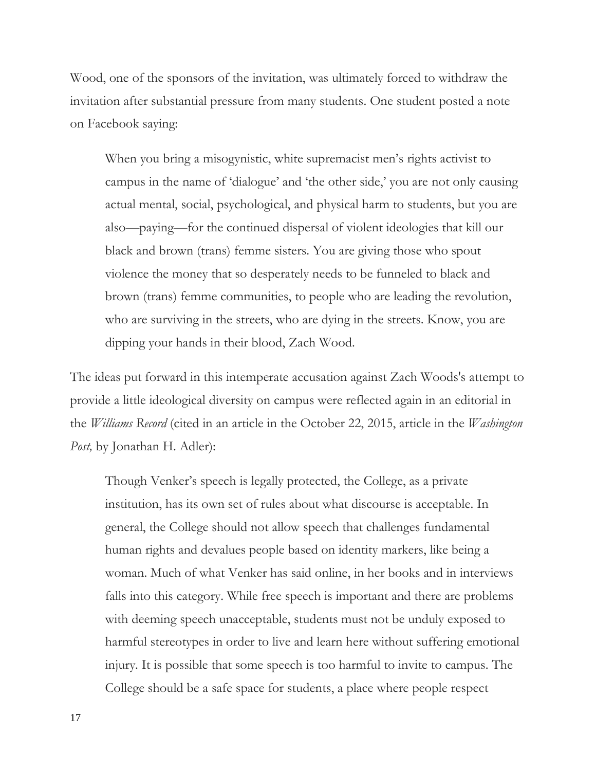Wood, one of the sponsors of the invitation, was ultimately forced to withdraw the invitation after substantial pressure from many students. One student posted a note on Facebook saying:

> When you bring a misogynistic, white supremacist men's rights activist to campus in the name of 'dialogue' and 'the other side,' you are not only causing actual mental, social, psychological, and physical harm to students, but you are also—paying—for the continued dispersal of violent ideologies that kill our black and brown (trans) femme sisters. You are giving those who spout violence the money that so desperately needs to be funneled to black and brown (trans) femme communities, to people who are leading the revolution, who are surviving in the streets, who are dying in the streets. Know, you are dipping your hands in their blood, Zach Wood.

The ideas put forward in this intemperate accusation against Zach Woods's attempt to provide a little ideological diversity on campus were reflected again in an editorial in the *Williams Record* (cited in an article in the October 22, 2015, article in the *Washington Post,* by Jonathan H. Adler):

> Though Venker's speech is legally protected, the College, as a private institution, has its own set of rules about what discourse is acceptable. In general, the College should not allow speech that challenges fundamental human rights and devalues people based on identity markers, like being a woman. Much of what Venker has said online, in her books and in interviews falls into this category. While free speech is important and there are problems with deeming speech unacceptable, students must not be unduly exposed to harmful stereotypes in order to live and learn here without suffering emotional injury. It is possible that some speech is too harmful to invite to campus. The College should be a safe space for students, a place where people respect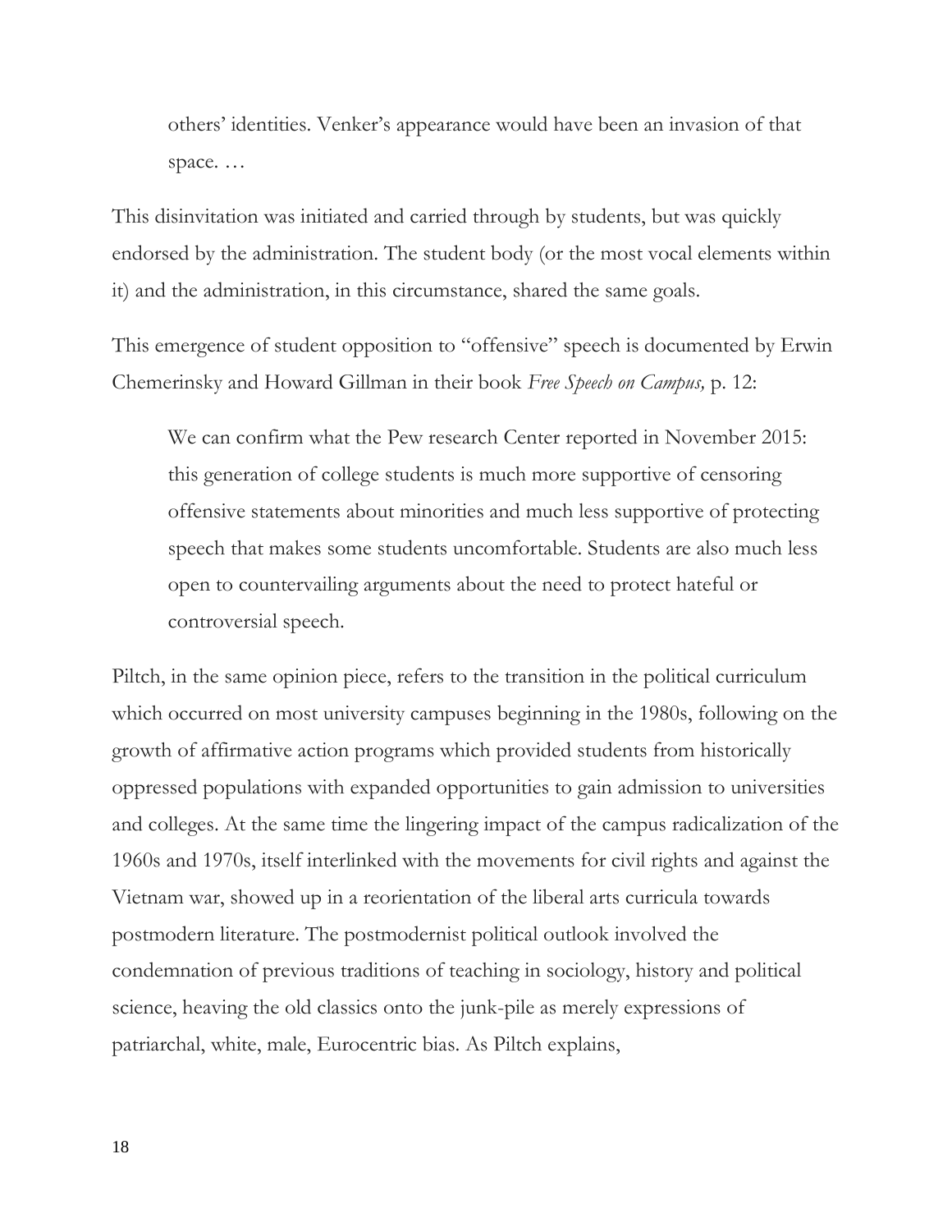> others' identities. Venker's appearance would have been an invasion of that space. …

This disinvitation was initiated and carried through by students, but was quickly endorsed by the administration. The student body (or the most vocal elements within it) and the administration, in this circumstance, shared the same goals.

This emergence of student opposition to "offensive" speech is documented by Erwin Chemerinsky and Howard Gillman in their book *Free Speech on Campus,* p. 12:

> We can confirm what the Pew research Center reported in November 2015: this generation of college students is much more supportive of censoring offensive statements about minorities and much less supportive of protecting speech that makes some students uncomfortable. Students are also much less open to countervailing arguments about the need to protect hateful or controversial speech.

Piltch, in the same opinion piece, refers to the transition in the political curriculum which occurred on most university campuses beginning in the 1980s, following on the growth of affirmative action programs which provided students from historically oppressed populations with expanded opportunities to gain admission to universities and colleges. At the same time the lingering impact of the campus radicalization of the 1960s and 1970s, itself interlinked with the movements for civil rights and against the Vietnam war, showed up in a reorientation of the liberal arts curricula towards postmodern literature. The postmodernist political outlook involved the condemnation of previous traditions of teaching in sociology, history and political science, heaving the old classics onto the junk-pile as merely expressions of patriarchal, white, male, Eurocentric bias. As Piltch explains,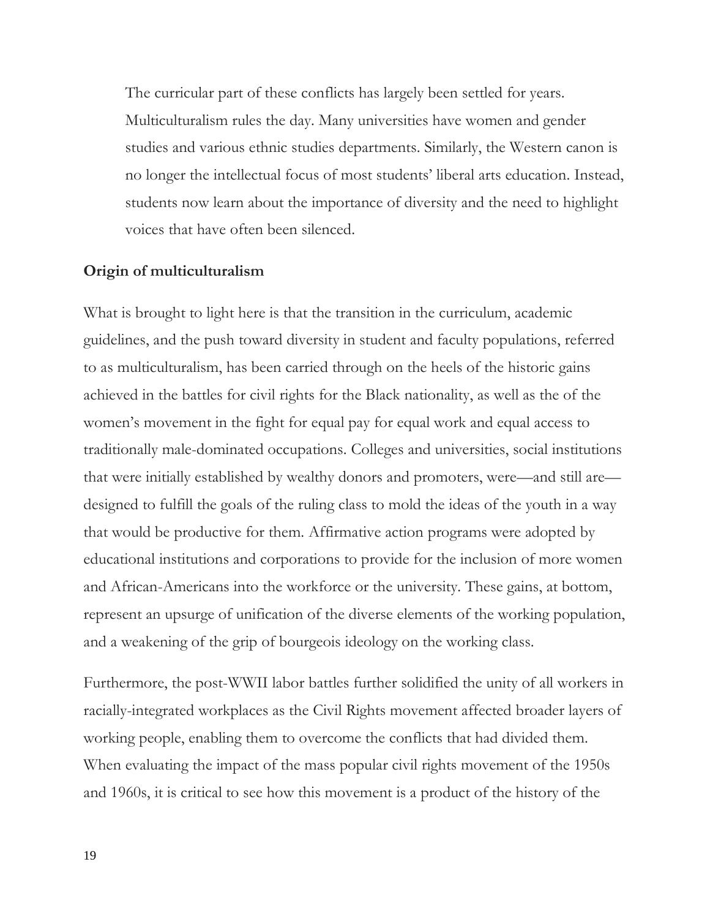> The curricular part of these conflicts has largely been settled for years. Multiculturalism rules the day. Many universities have women and gender studies and various ethnic studies departments. Similarly, the Western canon is no longer the intellectual focus of most students' liberal arts education. Instead, students now learn about the importance of diversity and the need to highlight voices that have often been silenced.

**Origin of multiculturalism**

What is brought to light here is that the transition in the curriculum, academic guidelines, and the push toward diversity in student and faculty populations, referred to as multiculturalism, has been carried through on the heels of the historic gains achieved in the battles for civil rights for the Black nationality, as well as the of the women's movement in the fight for equal pay for equal work and equal access to traditionally male-dominated occupations. Colleges and universities, social institutions that were initially established by wealthy donors and promoters, were—and still are—designed to fulfill the goals of the ruling class to mold the ideas of the youth in a way that would be productive for them. Affirmative action programs were adopted by educational institutions and corporations to provide for the inclusion of more women and African-Americans into the workforce or the university. These gains, at bottom, represent an upsurge of unification of the diverse elements of the working population, and a weakening of the grip of bourgeois ideology on the working class.

Furthermore, the post-WWII labor battles further solidified the unity of all workers in racially-integrated workplaces as the Civil Rights movement affected broader layers of working people, enabling them to overcome the conflicts that had divided them. When evaluating the impact of the mass popular civil rights movement of the 1950s and 1960s, it is critical to see how this movement is a product of the history of the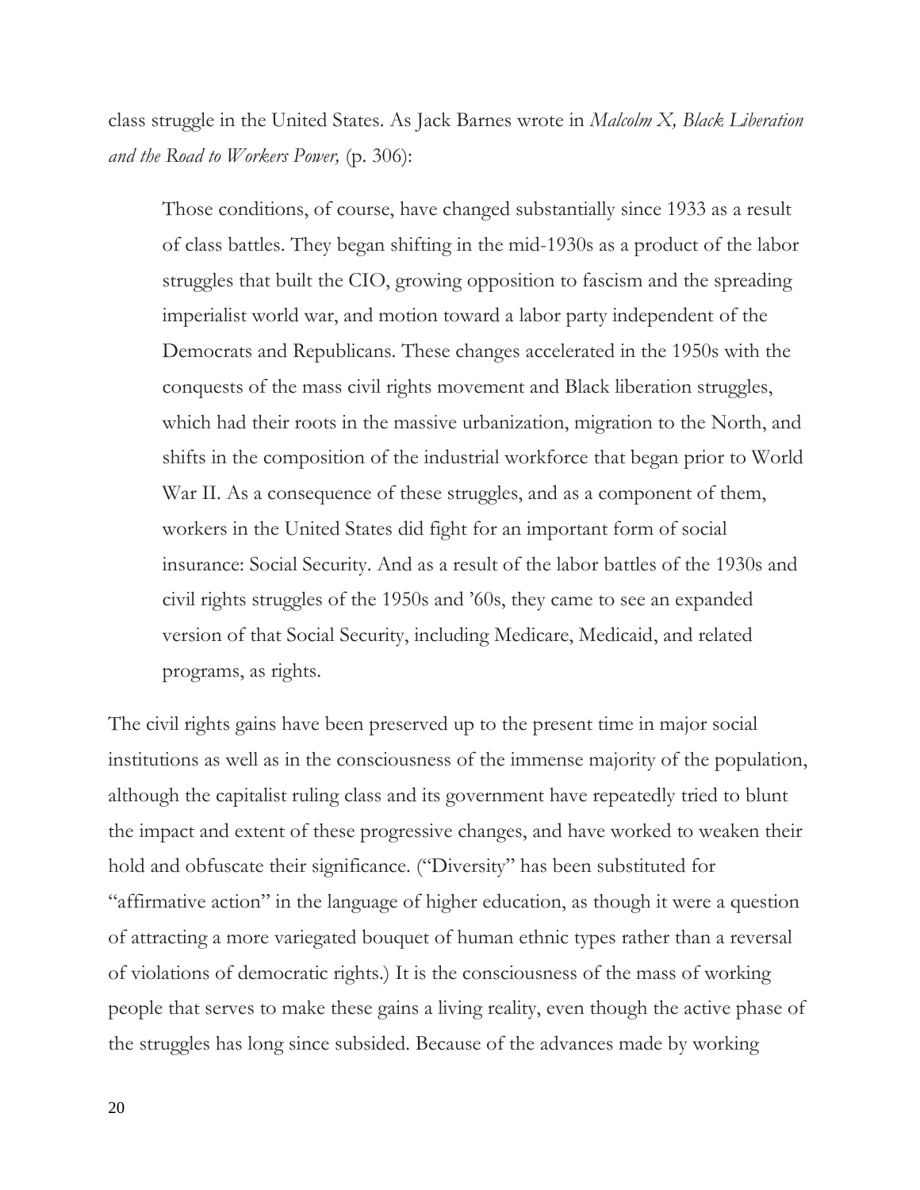class struggle in the United States. As Jack Barnes wrote in *Malcolm X, Black Liberation and the Road to Workers Power,* (p. 306):

> Those conditions, of course, have changed substantially since 1933 as a result of class battles. They began shifting in the mid-1930s as a product of the labor struggles that built the CIO, growing opposition to fascism and the spreading imperialist world war, and motion toward a labor party independent of the Democrats and Republicans. These changes accelerated in the 1950s with the conquests of the mass civil rights movement and Black liberation struggles, which had their roots in the massive urbanization, migration to the North, and shifts in the composition of the industrial workforce that began prior to World War II. As a consequence of these struggles, and as a component of them, workers in the United States did fight for an important form of social insurance: Social Security. And as a result of the labor battles of the 1930s and civil rights struggles of the 1950s and '60s, they came to see an expanded version of that Social Security, including Medicare, Medicaid, and related programs, as rights.

The civil rights gains have been preserved up to the present time in major social institutions as well as in the consciousness of the immense majority of the population, although the capitalist ruling class and its government have repeatedly tried to blunt the impact and extent of these progressive changes, and have worked to weaken their hold and obfuscate their significance. ("Diversity" has been substituted for "affirmative action" in the language of higher education, as though it were a question of attracting a more variegated bouquet of human ethnic types rather than a reversal of violations of democratic rights.) It is the consciousness of the mass of working people that serves to make these gains a living reality, even though the active phase of the struggles has long since subsided. Because of the advances made by working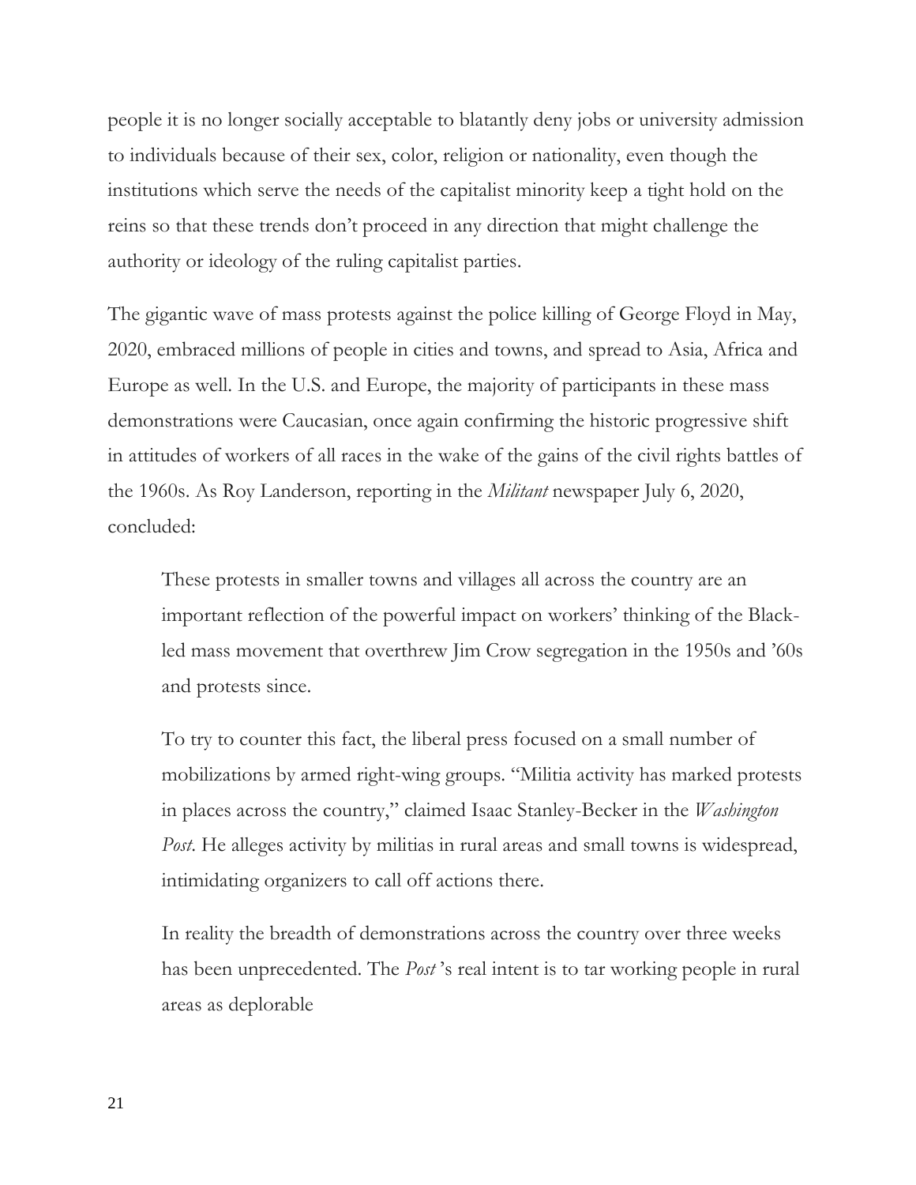people it is no longer socially acceptable to blatantly deny jobs or university admission to individuals because of their sex, color, religion or nationality, even though the institutions which serve the needs of the capitalist minority keep a tight hold on the reins so that these trends don't proceed in any direction that might challenge the authority or ideology of the ruling capitalist parties.

The gigantic wave of mass protests against the police killing of George Floyd in May, 2020, embraced millions of people in cities and towns, and spread to Asia, Africa and Europe as well. In the U.S. and Europe, the majority of participants in these mass demonstrations were Caucasian, once again confirming the historic progressive shift in attitudes of workers of all races in the wake of the gains of the civil rights battles of the 1960s. As Roy Landerson, reporting in the *Militant* newspaper July 6, 2020, concluded:

> These protests in smaller towns and villages all across the country are an important reflection of the powerful impact on workers' thinking of the Black-led mass movement that overthrew Jim Crow segregation in the 1950s and '60s and protests since.
>
> To try to counter this fact, the liberal press focused on a small number of mobilizations by armed right-wing groups. "Militia activity has marked protests in places across the country," claimed Isaac Stanley-Becker in the *Washington Post*. He alleges activity by militias in rural areas and small towns is widespread, intimidating organizers to call off actions there.
>
> In reality the breadth of demonstrations across the country over three weeks has been unprecedented. The *Post*'s real intent is to tar working people in rural areas as deplorable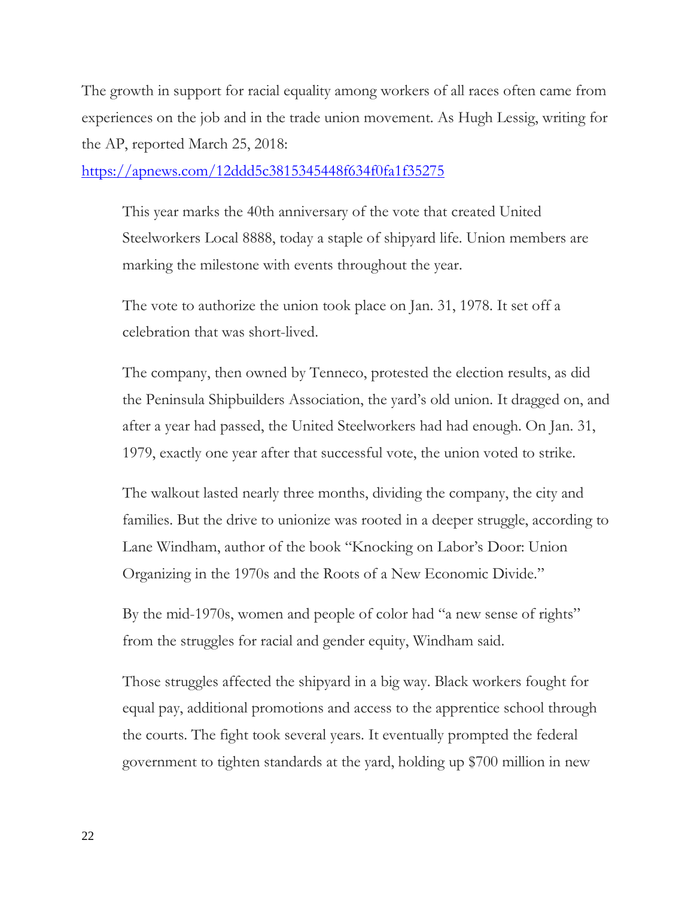The growth in support for racial equality among workers of all races often came from experiences on the job and in the trade union movement. As Hugh Lessig, writing for the AP, reported March 25, 2018:

https://apnews.com/12ddd5c3815345448f634f0fa1f35275

> This year marks the 40th anniversary of the vote that created United Steelworkers Local 8888, today a staple of shipyard life. Union members are marking the milestone with events throughout the year.
>
> The vote to authorize the union took place on Jan. 31, 1978. It set off a celebration that was short-lived.
>
> The company, then owned by Tenneco, protested the election results, as did the Peninsula Shipbuilders Association, the yard's old union. It dragged on, and after a year had passed, the United Steelworkers had had enough. On Jan. 31, 1979, exactly one year after that successful vote, the union voted to strike.
>
> The walkout lasted nearly three months, dividing the company, the city and families. But the drive to unionize was rooted in a deeper struggle, according to Lane Windham, author of the book "Knocking on Labor's Door: Union Organizing in the 1970s and the Roots of a New Economic Divide."
>
> By the mid-1970s, women and people of color had "a new sense of rights" from the struggles for racial and gender equity, Windham said.
>
> Those struggles affected the shipyard in a big way. Black workers fought for equal pay, additional promotions and access to the apprentice school through the courts. The fight took several years. It eventually prompted the federal government to tighten standards at the yard, holding up $700 million in new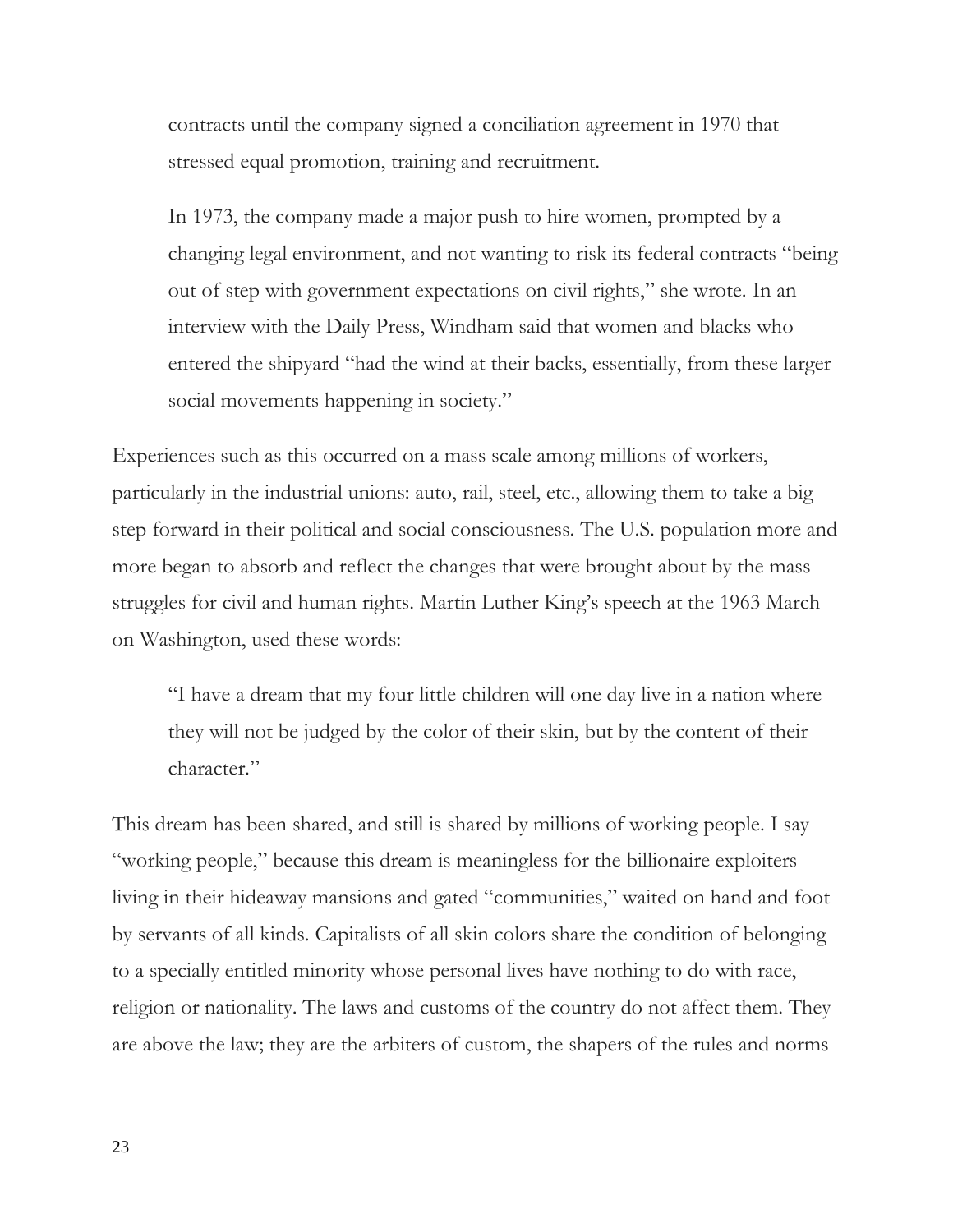> contracts until the company signed a conciliation agreement in 1970 that stressed equal promotion, training and recruitment.
>
> In 1973, the company made a major push to hire women, prompted by a changing legal environment, and not wanting to risk its federal contracts "being out of step with government expectations on civil rights," she wrote. In an interview with the Daily Press, Windham said that women and blacks who entered the shipyard "had the wind at their backs, essentially, from these larger social movements happening in society."

Experiences such as this occurred on a mass scale among millions of workers, particularly in the industrial unions: auto, rail, steel, etc., allowing them to take a big step forward in their political and social consciousness. The U.S. population more and more began to absorb and reflect the changes that were brought about by the mass struggles for civil and human rights. Martin Luther King's speech at the 1963 March on Washington, used these words:

> "I have a dream that my four little children will one day live in a nation where they will not be judged by the color of their skin, but by the content of their character."

This dream has been shared, and still is shared by millions of working people. I say "working people," because this dream is meaningless for the billionaire exploiters living in their hideaway mansions and gated "communities," waited on hand and foot by servants of all kinds. Capitalists of all skin colors share the condition of belonging to a specially entitled minority whose personal lives have nothing to do with race, religion or nationality. The laws and customs of the country do not affect them. They are above the law; they are the arbiters of custom, the shapers of the rules and norms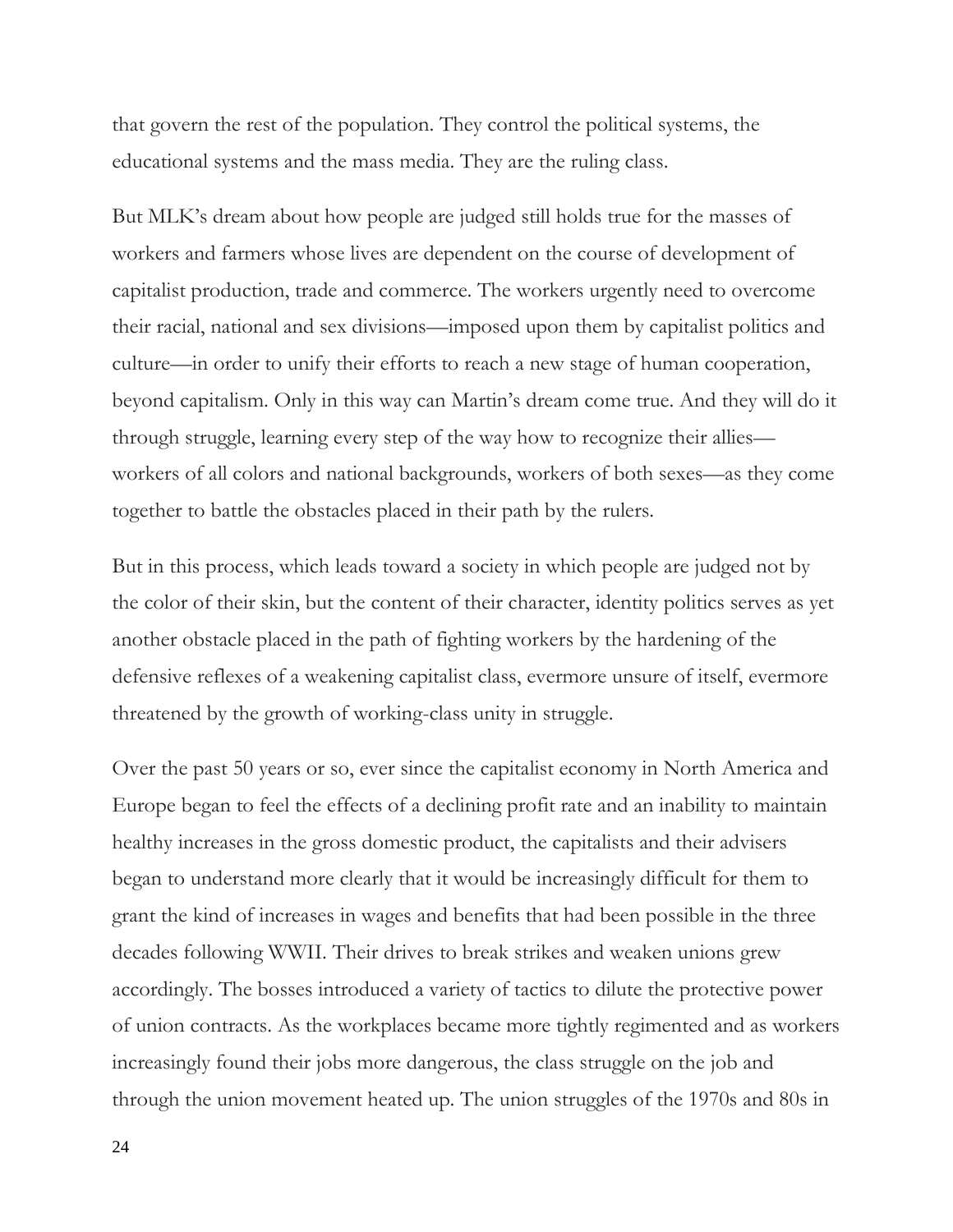that govern the rest of the population. They control the political systems, the educational systems and the mass media. They are the ruling class.

But MLK's dream about how people are judged still holds true for the masses of workers and farmers whose lives are dependent on the course of development of capitalist production, trade and commerce. The workers urgently need to overcome their racial, national and sex divisions—imposed upon them by capitalist politics and culture—in order to unify their efforts to reach a new stage of human cooperation, beyond capitalism. Only in this way can Martin's dream come true. And they will do it through struggle, learning every step of the way how to recognize their allies—workers of all colors and national backgrounds, workers of both sexes—as they come together to battle the obstacles placed in their path by the rulers.

But in this process, which leads toward a society in which people are judged not by the color of their skin, but the content of their character, identity politics serves as yet another obstacle placed in the path of fighting workers by the hardening of the defensive reflexes of a weakening capitalist class, evermore unsure of itself, evermore threatened by the growth of working-class unity in struggle.

Over the past 50 years or so, ever since the capitalist economy in North America and Europe began to feel the effects of a declining profit rate and an inability to maintain healthy increases in the gross domestic product, the capitalists and their advisers began to understand more clearly that it would be increasingly difficult for them to grant the kind of increases in wages and benefits that had been possible in the three decades following WWII. Their drives to break strikes and weaken unions grew accordingly. The bosses introduced a variety of tactics to dilute the protective power of union contracts. As the workplaces became more tightly regimented and as workers increasingly found their jobs more dangerous, the class struggle on the job and through the union movement heated up. The union struggles of the 1970s and 80s in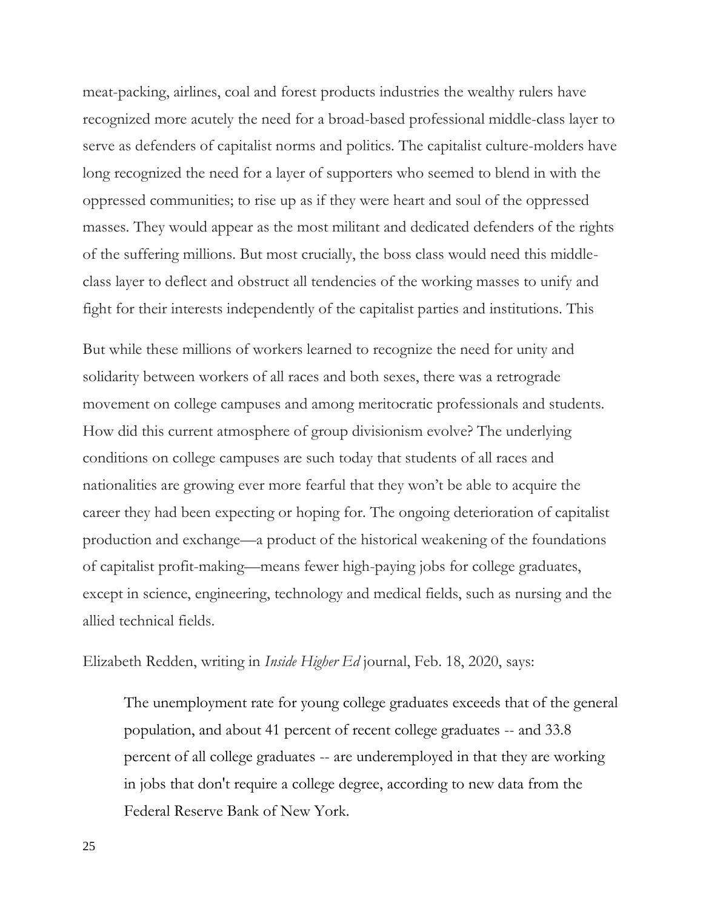meat-packing, airlines, coal and forest products industries the wealthy rulers have recognized more acutely the need for a broad-based professional middle-class layer to serve as defenders of capitalist norms and politics. The capitalist culture-molders have long recognized the need for a layer of supporters who seemed to blend in with the oppressed communities; to rise up as if they were heart and soul of the oppressed masses. They would appear as the most militant and dedicated defenders of the rights of the suffering millions. But most crucially, the boss class would need this middle-class layer to deflect and obstruct all tendencies of the working masses to unify and fight for their interests independently of the capitalist parties and institutions. This

But while these millions of workers learned to recognize the need for unity and solidarity between workers of all races and both sexes, there was a retrograde movement on college campuses and among meritocratic professionals and students. How did this current atmosphere of group divisionism evolve? The underlying conditions on college campuses are such today that students of all races and nationalities are growing ever more fearful that they won't be able to acquire the career they had been expecting or hoping for. The ongoing deterioration of capitalist production and exchange—a product of the historical weakening of the foundations of capitalist profit-making—means fewer high-paying jobs for college graduates, except in science, engineering, technology and medical fields, such as nursing and the allied technical fields.

Elizabeth Redden, writing in *Inside Higher Ed* journal, Feb. 18, 2020, says:

> The unemployment rate for young college graduates exceeds that of the general population, and about 41 percent of recent college graduates -- and 33.8 percent of all college graduates -- are underemployed in that they are working in jobs that don't require a college degree, according to new data from the Federal Reserve Bank of New York.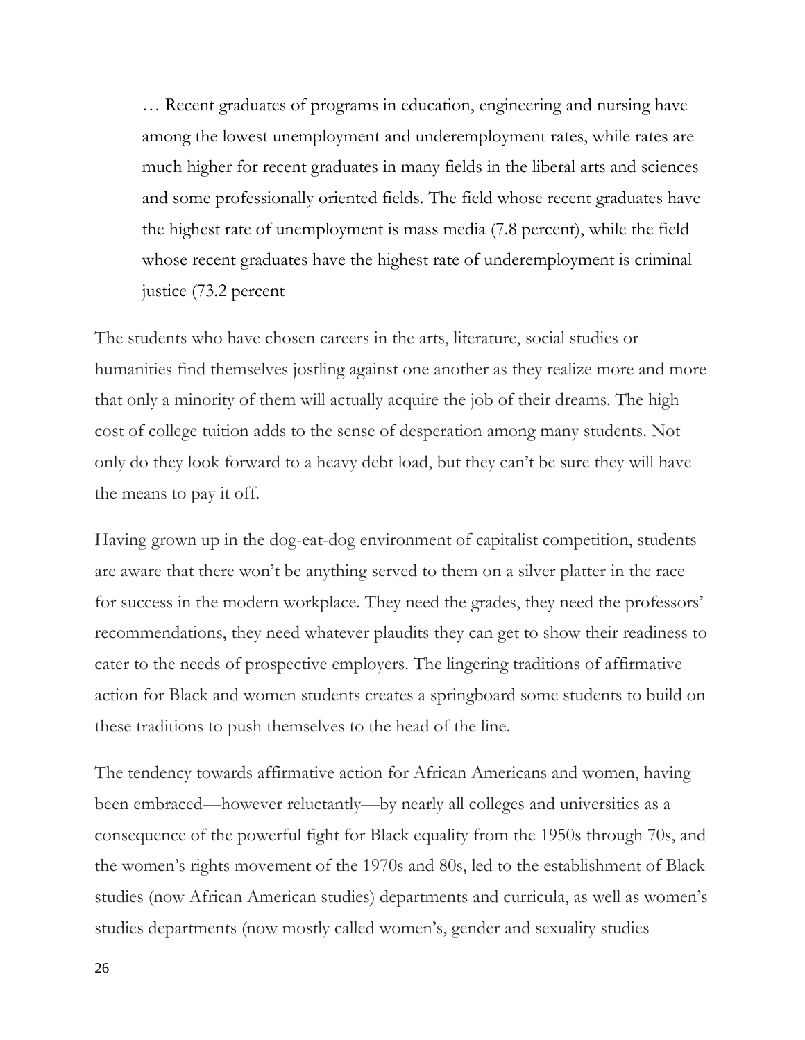> … Recent graduates of programs in education, engineering and nursing have among the lowest unemployment and underemployment rates, while rates are much higher for recent graduates in many fields in the liberal arts and sciences and some professionally oriented fields. The field whose recent graduates have the highest rate of unemployment is mass media (7.8 percent), while the field whose recent graduates have the highest rate of underemployment is criminal justice (73.2 percent

The students who have chosen careers in the arts, literature, social studies or humanities find themselves jostling against one another as they realize more and more that only a minority of them will actually acquire the job of their dreams. The high cost of college tuition adds to the sense of desperation among many students. Not only do they look forward to a heavy debt load, but they can't be sure they will have the means to pay it off.

Having grown up in the dog-eat-dog environment of capitalist competition, students are aware that there won't be anything served to them on a silver platter in the race for success in the modern workplace. They need the grades, they need the professors' recommendations, they need whatever plaudits they can get to show their readiness to cater to the needs of prospective employers. The lingering traditions of affirmative action for Black and women students creates a springboard some students to build on these traditions to push themselves to the head of the line.

The tendency towards affirmative action for African Americans and women, having been embraced—however reluctantly—by nearly all colleges and universities as a consequence of the powerful fight for Black equality from the 1950s through 70s, and the women's rights movement of the 1970s and 80s, led to the establishment of Black studies (now African American studies) departments and curricula, as well as women's studies departments (now mostly called women's, gender and sexuality studies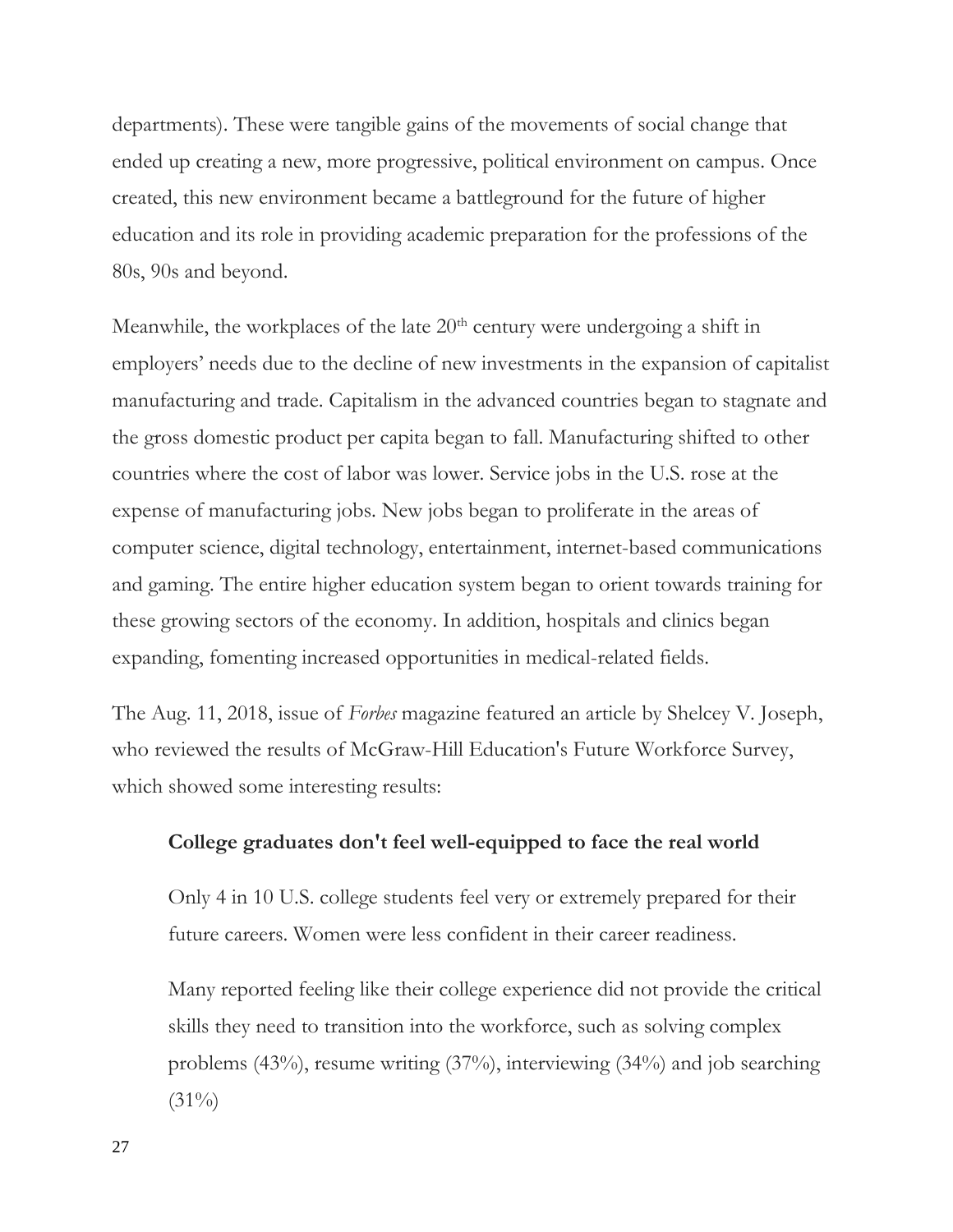departments). These were tangible gains of the movements of social change that ended up creating a new, more progressive, political environment on campus. Once created, this new environment became a battleground for the future of higher education and its role in providing academic preparation for the professions of the 80s, 90s and beyond.

Meanwhile, the workplaces of the late 20th century were undergoing a shift in employers' needs due to the decline of new investments in the expansion of capitalist manufacturing and trade. Capitalism in the advanced countries began to stagnate and the gross domestic product per capita began to fall. Manufacturing shifted to other countries where the cost of labor was lower. Service jobs in the U.S. rose at the expense of manufacturing jobs. New jobs began to proliferate in the areas of computer science, digital technology, entertainment, internet-based communications and gaming. The entire higher education system began to orient towards training for these growing sectors of the economy. In addition, hospitals and clinics began expanding, fomenting increased opportunities in medical-related fields.

The Aug. 11, 2018, issue of *Forbes* magazine featured an article by Shelcey V. Joseph, who reviewed the results of McGraw-Hill Education's Future Workforce Survey, which showed some interesting results:

> **College graduates don't feel well-equipped to face the real world**
>
> Only 4 in 10 U.S. college students feel very or extremely prepared for their future careers. Women were less confident in their career readiness.
>
> Many reported feeling like their college experience did not provide the critical skills they need to transition into the workforce, such as solving complex problems (43%), resume writing (37%), interviewing (34%) and job searching (31%)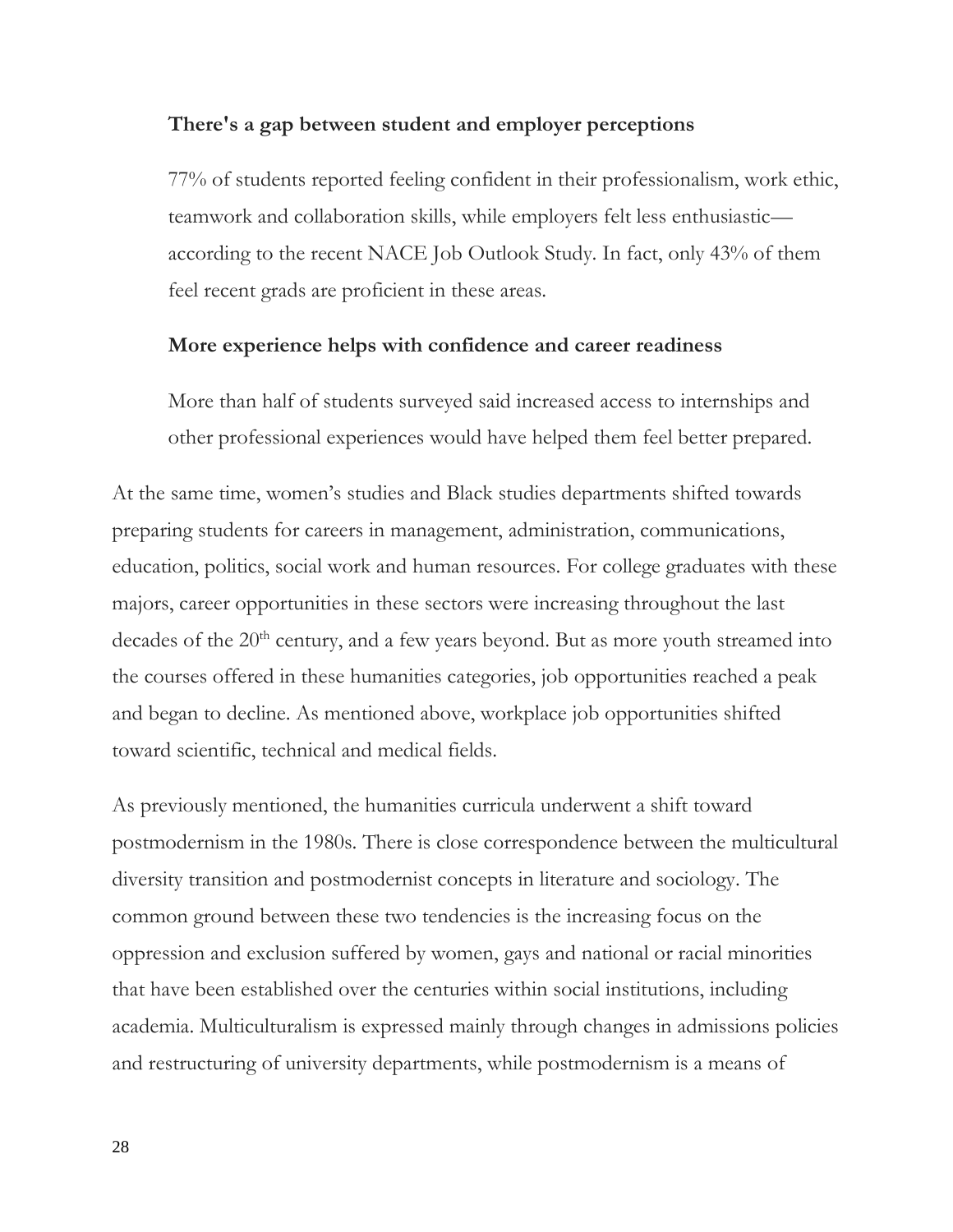**There's a gap between student and employer perceptions**

> 77% of students reported feeling confident in their professionalism, work ethic, teamwork and collaboration skills, while employers felt less enthusiastic—according to the recent NACE Job Outlook Study. In fact, only 43% of them feel recent grads are proficient in these areas.

**More experience helps with confidence and career readiness**

> More than half of students surveyed said increased access to internships and other professional experiences would have helped them feel better prepared.

At the same time, women's studies and Black studies departments shifted towards preparing students for careers in management, administration, communications, education, politics, social work and human resources. For college graduates with these majors, career opportunities in these sectors were increasing throughout the last decades of the 20th century, and a few years beyond. But as more youth streamed into the courses offered in these humanities categories, job opportunities reached a peak and began to decline. As mentioned above, workplace job opportunities shifted toward scientific, technical and medical fields.

As previously mentioned, the humanities curricula underwent a shift toward postmodernism in the 1980s. There is close correspondence between the multicultural diversity transition and postmodernist concepts in literature and sociology. The common ground between these two tendencies is the increasing focus on the oppression and exclusion suffered by women, gays and national or racial minorities that have been established over the centuries within social institutions, including academia. Multiculturalism is expressed mainly through changes in admissions policies and restructuring of university departments, while postmodernism is a means of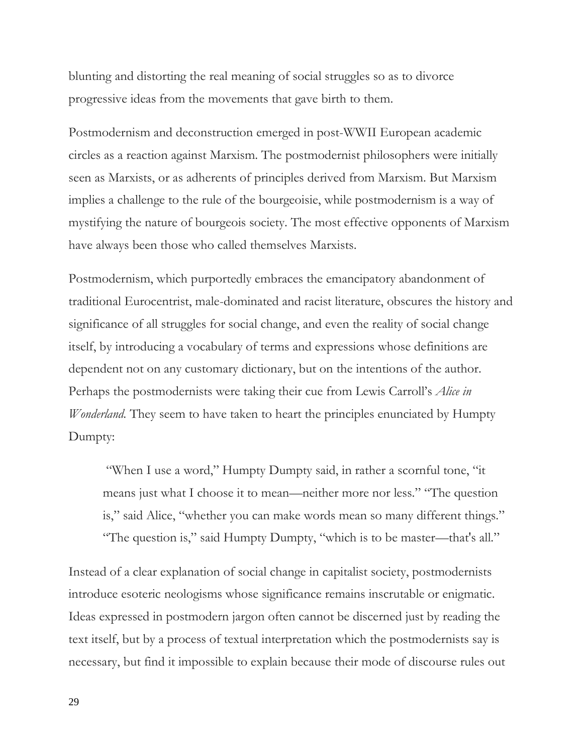blunting and distorting the real meaning of social struggles so as to divorce progressive ideas from the movements that gave birth to them.

Postmodernism and deconstruction emerged in post-WWII European academic circles as a reaction against Marxism. The postmodernist philosophers were initially seen as Marxists, or as adherents of principles derived from Marxism. But Marxism implies a challenge to the rule of the bourgeoisie, while postmodernism is a way of mystifying the nature of bourgeois society. The most effective opponents of Marxism have always been those who called themselves Marxists.

Postmodernism, which purportedly embraces the emancipatory abandonment of traditional Eurocentrist, male-dominated and racist literature, obscures the history and significance of all struggles for social change, and even the reality of social change itself, by introducing a vocabulary of terms and expressions whose definitions are dependent not on any customary dictionary, but on the intentions of the author. Perhaps the postmodernists were taking their cue from Lewis Carroll's *Alice in Wonderland*. They seem to have taken to heart the principles enunciated by Humpty Dumpty:

> "When I use a word," Humpty Dumpty said, in rather a scornful tone, "it means just what I choose it to mean—neither more nor less." "The question is," said Alice, "whether you can make words mean so many different things." "The question is," said Humpty Dumpty, "which is to be master—that's all."

Instead of a clear explanation of social change in capitalist society, postmodernists introduce esoteric neologisms whose significance remains inscrutable or enigmatic. Ideas expressed in postmodern jargon often cannot be discerned just by reading the text itself, but by a process of textual interpretation which the postmodernists say is necessary, but find it impossible to explain because their mode of discourse rules out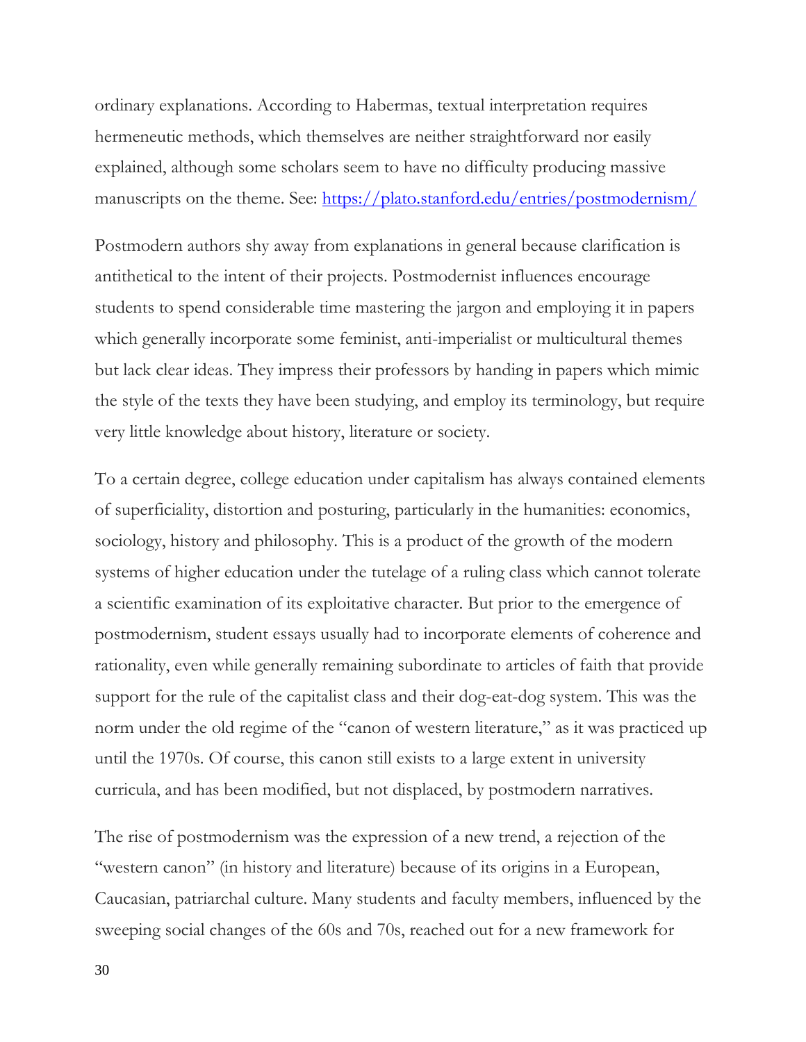ordinary explanations. According to Habermas, textual interpretation requires hermeneutic methods, which themselves are neither straightforward nor easily explained, although some scholars seem to have no difficulty producing massive manuscripts on the theme. See: [https://plato.stanford.edu/entries/postmodernism/](https://plato.stanford.edu/entries/postmodernism/)

Postmodern authors shy away from explanations in general because clarification is antithetical to the intent of their projects. Postmodernist influences encourage students to spend considerable time mastering the jargon and employing it in papers which generally incorporate some feminist, anti-imperialist or multicultural themes but lack clear ideas. They impress their professors by handing in papers which mimic the style of the texts they have been studying, and employ its terminology, but require very little knowledge about history, literature or society.

To a certain degree, college education under capitalism has always contained elements of superficiality, distortion and posturing, particularly in the humanities: economics, sociology, history and philosophy. This is a product of the growth of the modern systems of higher education under the tutelage of a ruling class which cannot tolerate a scientific examination of its exploitative character. But prior to the emergence of postmodernism, student essays usually had to incorporate elements of coherence and rationality, even while generally remaining subordinate to articles of faith that provide support for the rule of the capitalist class and their dog-eat-dog system. This was the norm under the old regime of the "canon of western literature," as it was practiced up until the 1970s. Of course, this canon still exists to a large extent in university curricula, and has been modified, but not displaced, by postmodern narratives.

The rise of postmodernism was the expression of a new trend, a rejection of the "western canon" (in history and literature) because of its origins in a European, Caucasian, patriarchal culture. Many students and faculty members, influenced by the sweeping social changes of the 60s and 70s, reached out for a new framework for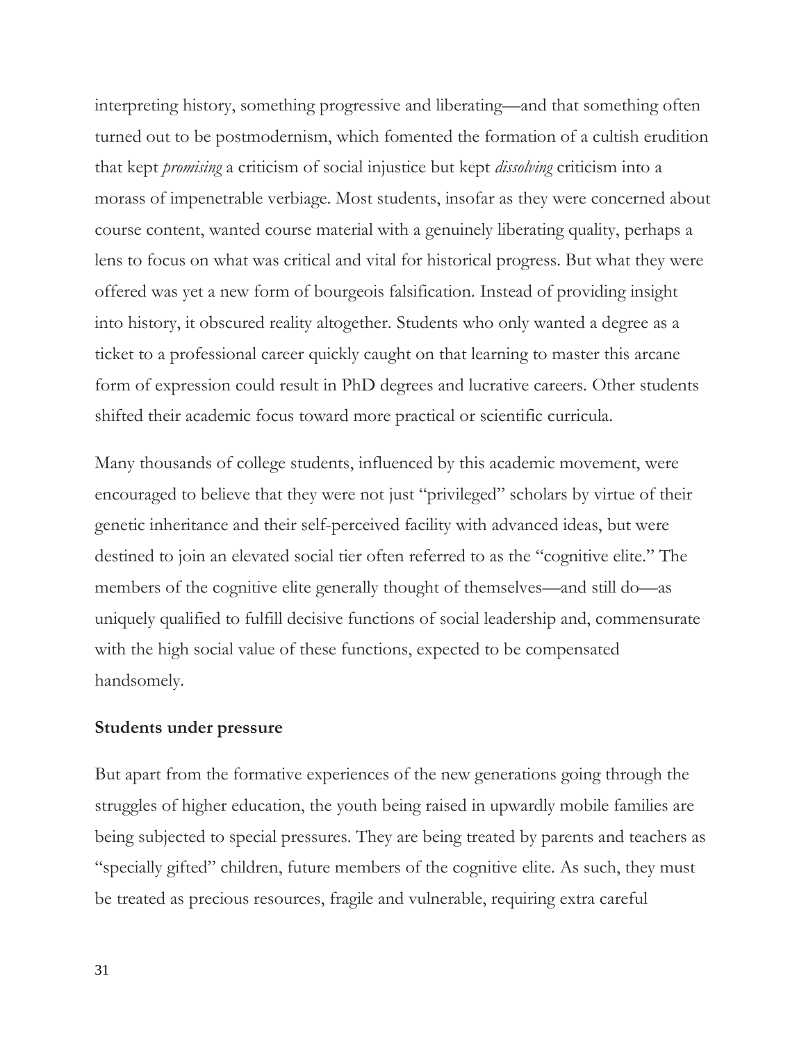interpreting history, something progressive and liberating—and that something often turned out to be postmodernism, which fomented the formation of a cultish erudition that kept *promising* a criticism of social injustice but kept *dissolving* criticism into a morass of impenetrable verbiage. Most students, insofar as they were concerned about course content, wanted course material with a genuinely liberating quality, perhaps a lens to focus on what was critical and vital for historical progress. But what they were offered was yet a new form of bourgeois falsification. Instead of providing insight into history, it obscured reality altogether. Students who only wanted a degree as a ticket to a professional career quickly caught on that learning to master this arcane form of expression could result in PhD degrees and lucrative careers. Other students shifted their academic focus toward more practical or scientific curricula.

Many thousands of college students, influenced by this academic movement, were encouraged to believe that they were not just "privileged" scholars by virtue of their genetic inheritance and their self-perceived facility with advanced ideas, but were destined to join an elevated social tier often referred to as the "cognitive elite." The members of the cognitive elite generally thought of themselves—and still do—as uniquely qualified to fulfill decisive functions of social leadership and, commensurate with the high social value of these functions, expected to be compensated handsomely.

**Students under pressure**

But apart from the formative experiences of the new generations going through the struggles of higher education, the youth being raised in upwardly mobile families are being subjected to special pressures. They are being treated by parents and teachers as "specially gifted" children, future members of the cognitive elite. As such, they must be treated as precious resources, fragile and vulnerable, requiring extra careful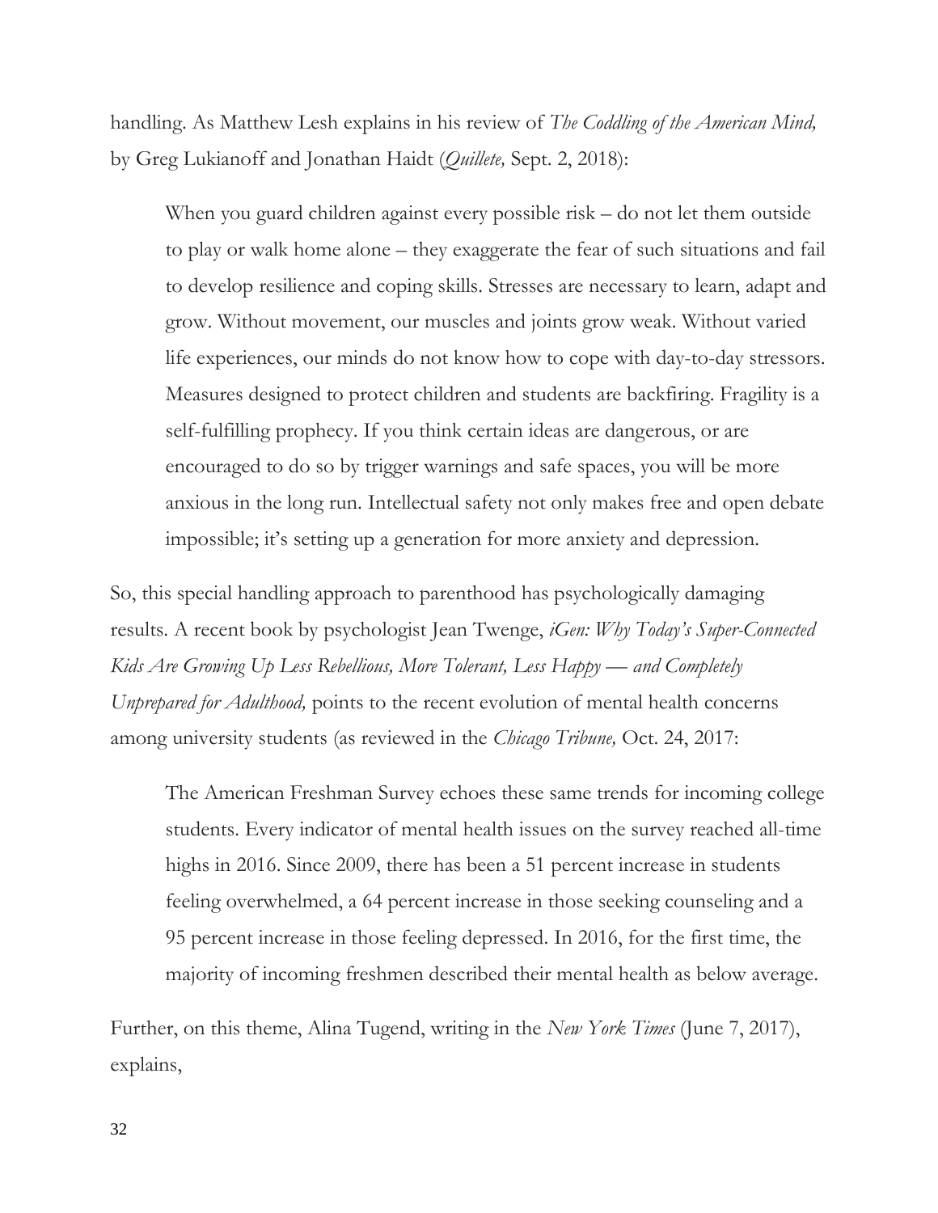handling. As Matthew Lesh explains in his review of *The Coddling of the American Mind,* by Greg Lukianoff and Jonathan Haidt (*Quillete,* Sept. 2, 2018):

> When you guard children against every possible risk – do not let them outside to play or walk home alone – they exaggerate the fear of such situations and fail to develop resilience and coping skills. Stresses are necessary to learn, adapt and grow. Without movement, our muscles and joints grow weak. Without varied life experiences, our minds do not know how to cope with day-to-day stressors. Measures designed to protect children and students are backfiring. Fragility is a self-fulfilling prophecy. If you think certain ideas are dangerous, or are encouraged to do so by trigger warnings and safe spaces, you will be more anxious in the long run. Intellectual safety not only makes free and open debate impossible; it's setting up a generation for more anxiety and depression.

So, this special handling approach to parenthood has psychologically damaging results. A recent book by psychologist Jean Twenge, *iGen: Why Today's Super-Connected Kids Are Growing Up Less Rebellious, More Tolerant, Less Happy — and Completely Unprepared for Adulthood,* points to the recent evolution of mental health concerns among university students (as reviewed in the *Chicago Tribune,* Oct. 24, 2017:

> The American Freshman Survey echoes these same trends for incoming college students. Every indicator of mental health issues on the survey reached all-time highs in 2016. Since 2009, there has been a 51 percent increase in students feeling overwhelmed, a 64 percent increase in those seeking counseling and a 95 percent increase in those feeling depressed. In 2016, for the first time, the majority of incoming freshmen described their mental health as below average.

Further, on this theme, Alina Tugend, writing in the *New York Times* (June 7, 2017), explains,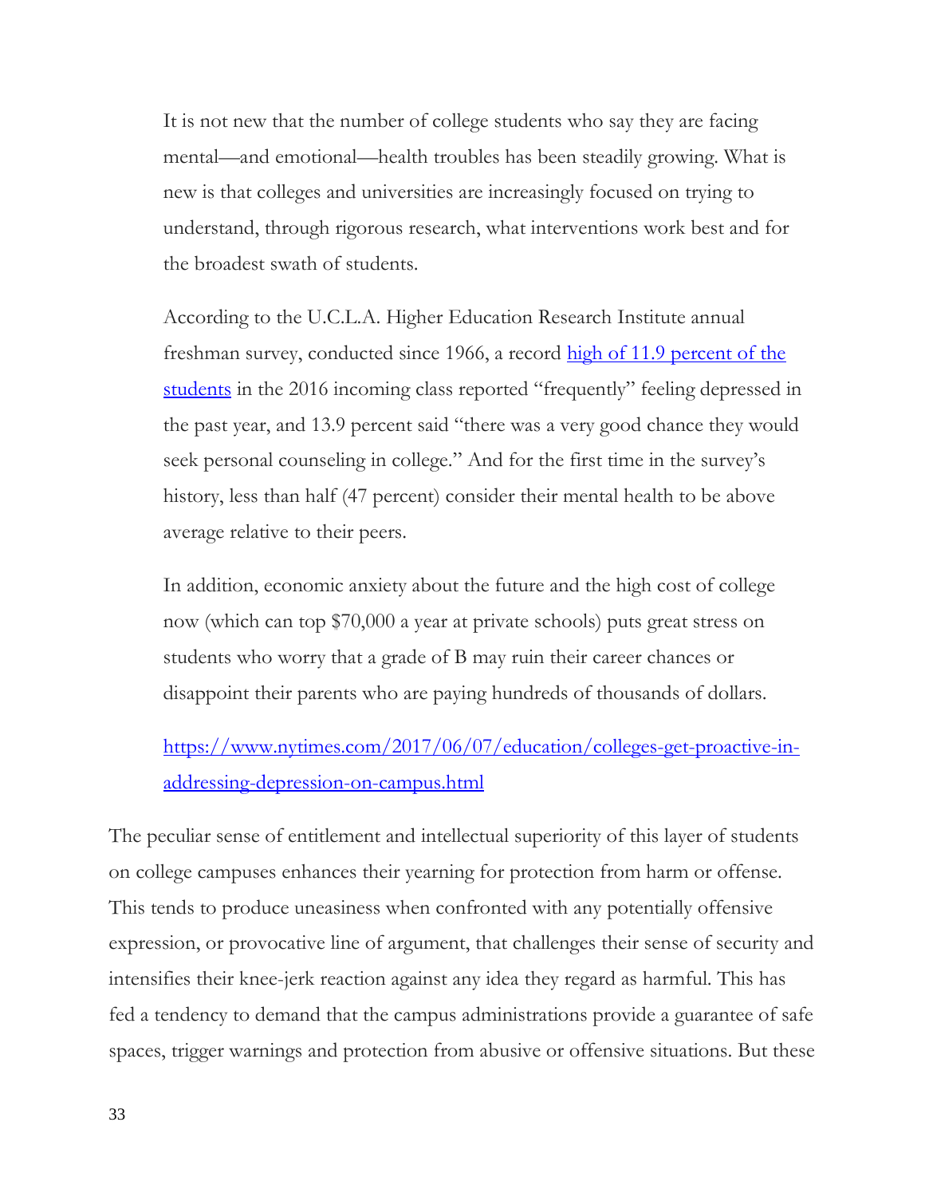> It is not new that the number of college students who say they are facing mental—and emotional—health troubles has been steadily growing. What is new is that colleges and universities are increasingly focused on trying to understand, through rigorous research, what interventions work best and for the broadest swath of students.
>
> According to the U.C.L.A. Higher Education Research Institute annual freshman survey, conducted since 1966, a record high of 11.9 percent of the students in the 2016 incoming class reported "frequently" feeling depressed in the past year, and 13.9 percent said "there was a very good chance they would seek personal counseling in college." And for the first time in the survey's history, less than half (47 percent) consider their mental health to be above average relative to their peers.
>
> In addition, economic anxiety about the future and the high cost of college now (which can top $70,000 a year at private schools) puts great stress on students who worry that a grade of B may ruin their career chances or disappoint their parents who are paying hundreds of thousands of dollars.
>
> https://www.nytimes.com/2017/06/07/education/colleges-get-proactive-in-addressing-depression-on-campus.html

The peculiar sense of entitlement and intellectual superiority of this layer of students on college campuses enhances their yearning for protection from harm or offense. This tends to produce uneasiness when confronted with any potentially offensive expression, or provocative line of argument, that challenges their sense of security and intensifies their knee-jerk reaction against any idea they regard as harmful. This has fed a tendency to demand that the campus administrations provide a guarantee of safe spaces, trigger warnings and protection from abusive or offensive situations. But these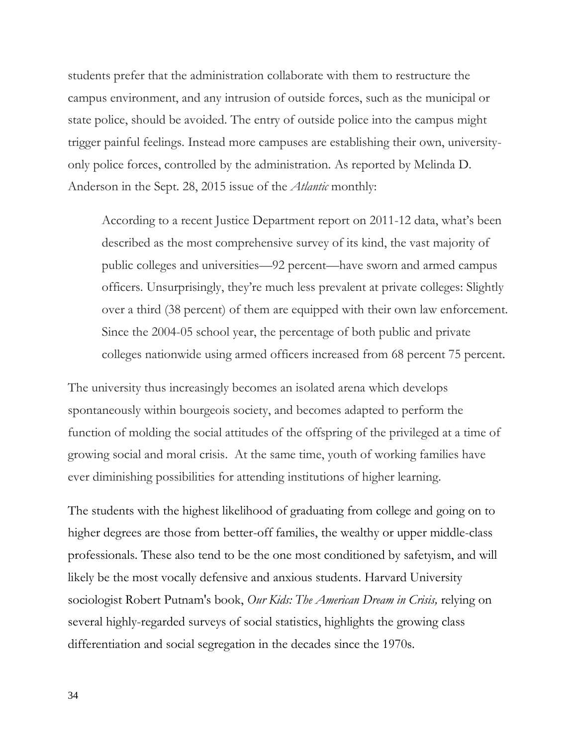students prefer that the administration collaborate with them to restructure the campus environment, and any intrusion of outside forces, such as the municipal or state police, should be avoided. The entry of outside police into the campus might trigger painful feelings. Instead more campuses are establishing their own, university-only police forces, controlled by the administration. As reported by Melinda D. Anderson in the Sept. 28, 2015 issue of the *Atlantic* monthly:

> According to a recent Justice Department report on 2011-12 data, what's been described as the most comprehensive survey of its kind, the vast majority of public colleges and universities—92 percent—have sworn and armed campus officers. Unsurprisingly, they're much less prevalent at private colleges: Slightly over a third (38 percent) of them are equipped with their own law enforcement. Since the 2004-05 school year, the percentage of both public and private colleges nationwide using armed officers increased from 68 percent 75 percent.

The university thus increasingly becomes an isolated arena which develops spontaneously within bourgeois society, and becomes adapted to perform the function of molding the social attitudes of the offspring of the privileged at a time of growing social and moral crisis. At the same time, youth of working families have ever diminishing possibilities for attending institutions of higher learning.

The students with the highest likelihood of graduating from college and going on to higher degrees are those from better-off families, the wealthy or upper middle-class professionals. These also tend to be the one most conditioned by safetyism, and will likely be the most vocally defensive and anxious students. Harvard University sociologist Robert Putnam's book, *Our Kids: The American Dream in Crisis,* relying on several highly-regarded surveys of social statistics, highlights the growing class differentiation and social segregation in the decades since the 1970s.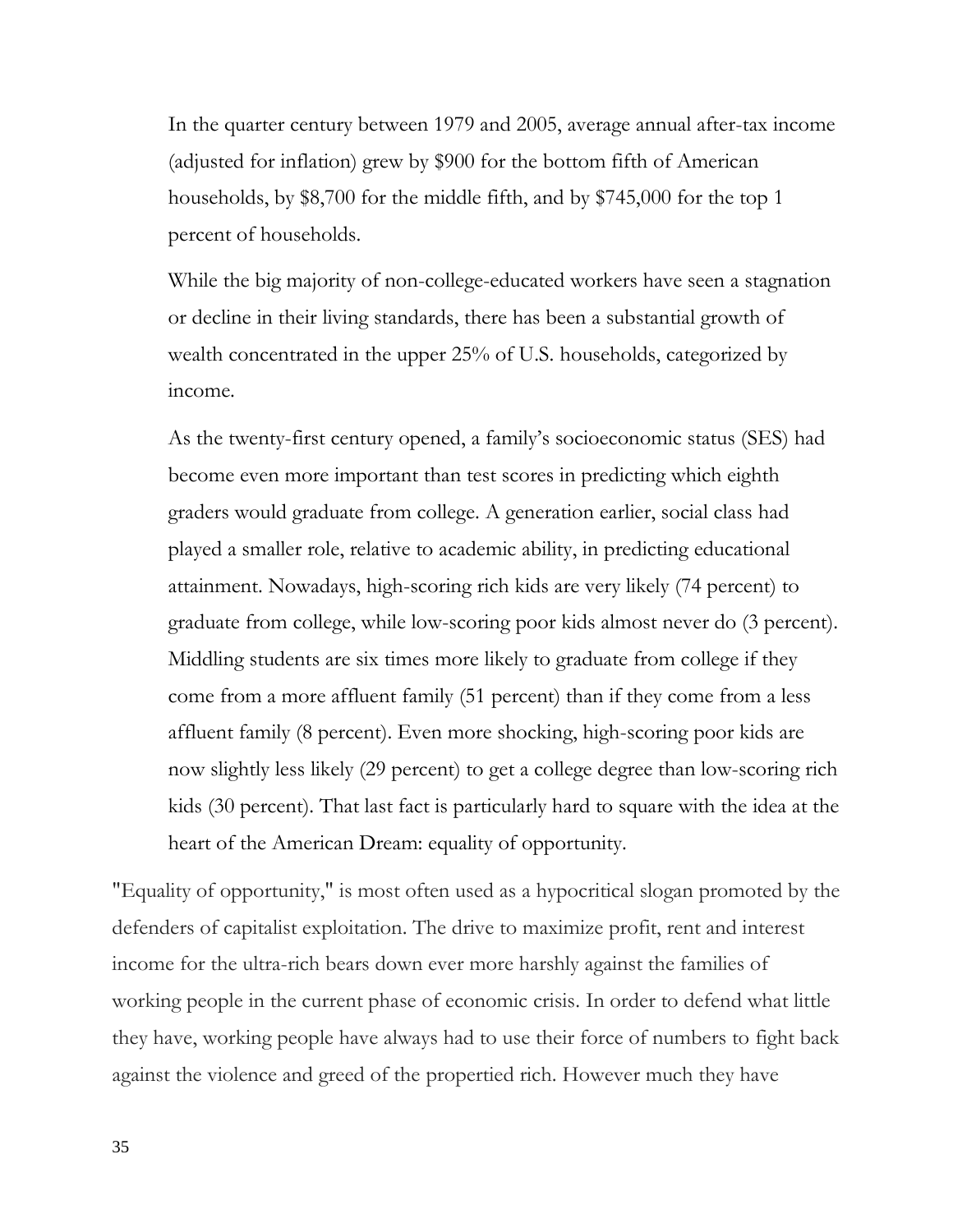> In the quarter century between 1979 and 2005, average annual after-tax income (adjusted for inflation) grew by $900 for the bottom fifth of American households, by $8,700 for the middle fifth, and by $745,000 for the top 1 percent of households.
>
> While the big majority of non-college-educated workers have seen a stagnation or decline in their living standards, there has been a substantial growth of wealth concentrated in the upper 25% of U.S. households, categorized by income.
>
> As the twenty-first century opened, a family's socioeconomic status (SES) had become even more important than test scores in predicting which eighth graders would graduate from college. A generation earlier, social class had played a smaller role, relative to academic ability, in predicting educational attainment. Nowadays, high-scoring rich kids are very likely (74 percent) to graduate from college, while low-scoring poor kids almost never do (3 percent). Middling students are six times more likely to graduate from college if they come from a more affluent family (51 percent) than if they come from a less affluent family (8 percent). Even more shocking, high-scoring poor kids are now slightly less likely (29 percent) to get a college degree than low-scoring rich kids (30 percent). That last fact is particularly hard to square with the idea at the heart of the American Dream: equality of opportunity.

"Equality of opportunity," is most often used as a hypocritical slogan promoted by the defenders of capitalist exploitation. The drive to maximize profit, rent and interest income for the ultra-rich bears down ever more harshly against the families of working people in the current phase of economic crisis. In order to defend what little they have, working people have always had to use their force of numbers to fight back against the violence and greed of the propertied rich. However much they have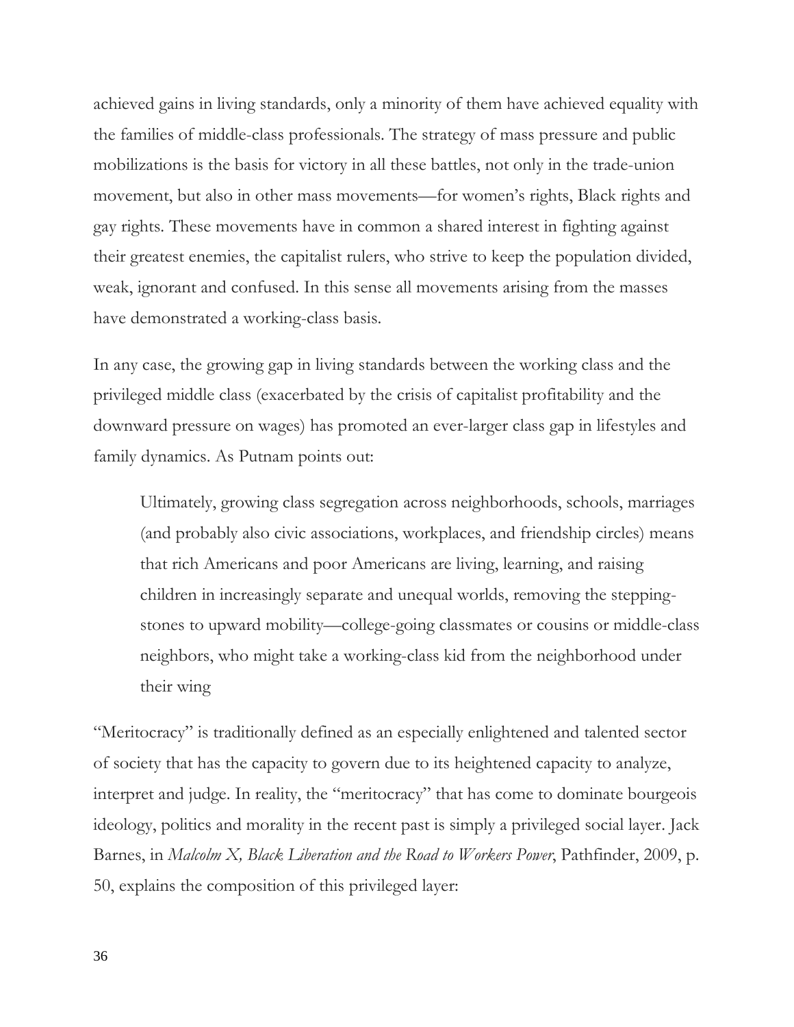achieved gains in living standards, only a minority of them have achieved equality with the families of middle-class professionals. The strategy of mass pressure and public mobilizations is the basis for victory in all these battles, not only in the trade-union movement, but also in other mass movements—for women's rights, Black rights and gay rights. These movements have in common a shared interest in fighting against their greatest enemies, the capitalist rulers, who strive to keep the population divided, weak, ignorant and confused. In this sense all movements arising from the masses have demonstrated a working-class basis.

In any case, the growing gap in living standards between the working class and the privileged middle class (exacerbated by the crisis of capitalist profitability and the downward pressure on wages) has promoted an ever-larger class gap in lifestyles and family dynamics. As Putnam points out:

> Ultimately, growing class segregation across neighborhoods, schools, marriages (and probably also civic associations, workplaces, and friendship circles) means that rich Americans and poor Americans are living, learning, and raising children in increasingly separate and unequal worlds, removing the stepping-stones to upward mobility—college-going classmates or cousins or middle-class neighbors, who might take a working-class kid from the neighborhood under their wing

"Meritocracy" is traditionally defined as an especially enlightened and talented sector of society that has the capacity to govern due to its heightened capacity to analyze, interpret and judge. In reality, the "meritocracy" that has come to dominate bourgeois ideology, politics and morality in the recent past is simply a privileged social layer. Jack Barnes, in *Malcolm X, Black Liberation and the Road to Workers Power*, Pathfinder, 2009, p. 50, explains the composition of this privileged layer: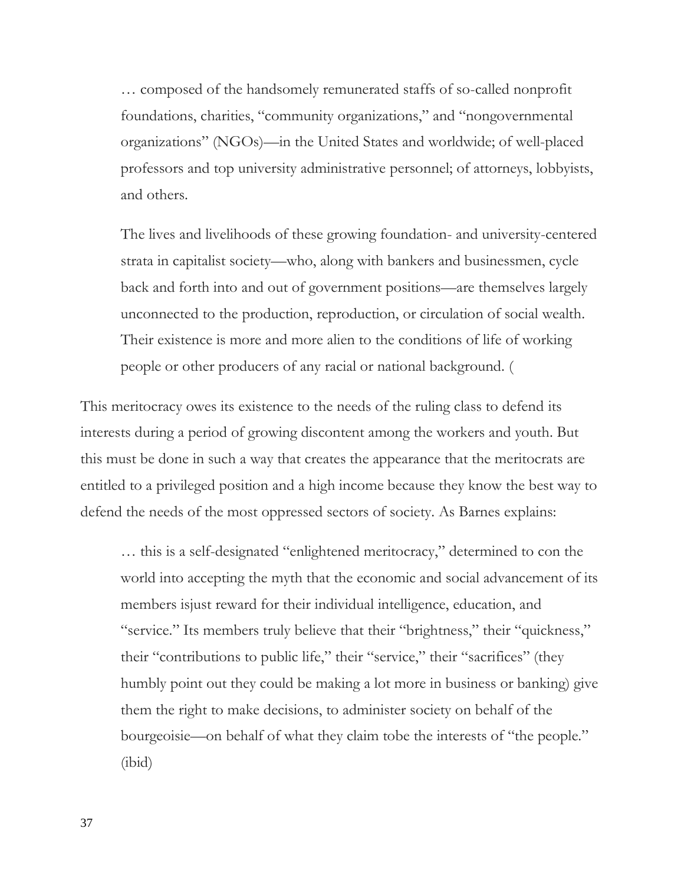> … composed of the handsomely remunerated staffs of so-called nonprofit foundations, charities, "community organizations," and "nongovernmental organizations" (NGOs)—in the United States and worldwide; of well-placed professors and top university administrative personnel; of attorneys, lobbyists, and others.
>
> The lives and livelihoods of these growing foundation- and university-centered strata in capitalist society—who, along with bankers and businessmen, cycle back and forth into and out of government positions—are themselves largely unconnected to the production, reproduction, or circulation of social wealth. Their existence is more and more alien to the conditions of life of working people or other producers of any racial or national background. (

This meritocracy owes its existence to the needs of the ruling class to defend its interests during a period of growing discontent among the workers and youth. But this must be done in such a way that creates the appearance that the meritocrats are entitled to a privileged position and a high income because they know the best way to defend the needs of the most oppressed sectors of society. As Barnes explains:

> … this is a self-designated "enlightened meritocracy," determined to con the world into accepting the myth that the economic and social advancement of its members isjust reward for their individual intelligence, education, and "service." Its members truly believe that their "brightness," their "quickness," their "contributions to public life," their "service," their "sacrifices" (they humbly point out they could be making a lot more in business or banking) give them the right to make decisions, to administer society on behalf of the bourgeoisie—on behalf of what they claim tobe the interests of "the people." (ibid)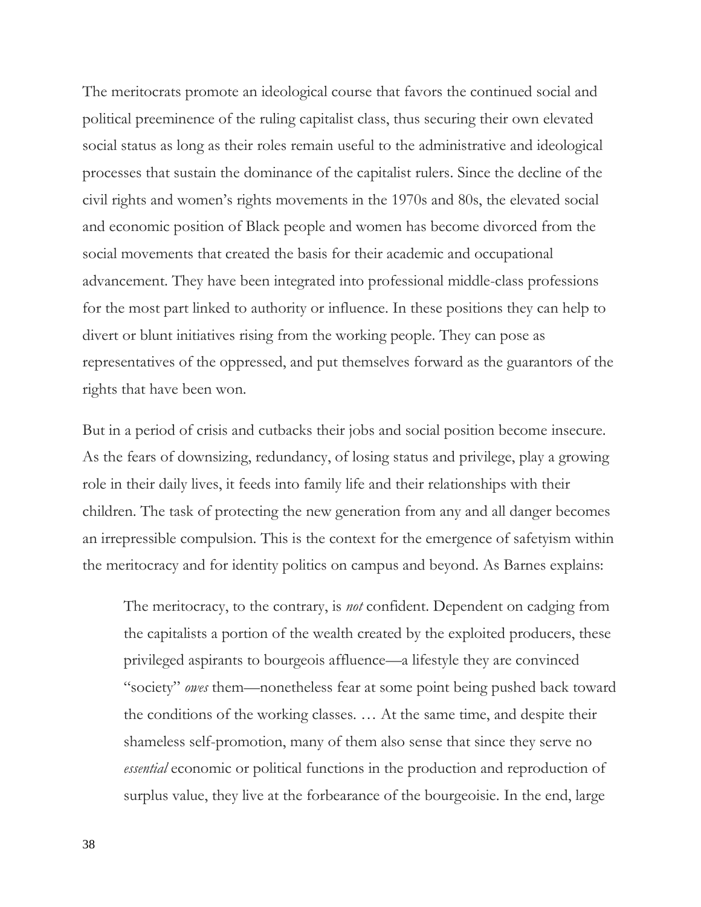The meritocrats promote an ideological course that favors the continued social and political preeminence of the ruling capitalist class, thus securing their own elevated social status as long as their roles remain useful to the administrative and ideological processes that sustain the dominance of the capitalist rulers. Since the decline of the civil rights and women's rights movements in the 1970s and 80s, the elevated social and economic position of Black people and women has become divorced from the social movements that created the basis for their academic and occupational advancement. They have been integrated into professional middle-class professions for the most part linked to authority or influence. In these positions they can help to divert or blunt initiatives rising from the working people. They can pose as representatives of the oppressed, and put themselves forward as the guarantors of the rights that have been won.

But in a period of crisis and cutbacks their jobs and social position become insecure. As the fears of downsizing, redundancy, of losing status and privilege, play a growing role in their daily lives, it feeds into family life and their relationships with their children. The task of protecting the new generation from any and all danger becomes an irrepressible compulsion. This is the context for the emergence of safetyism within the meritocracy and for identity politics on campus and beyond. As Barnes explains:

> The meritocracy, to the contrary, is *not* confident. Dependent on cadging from the capitalists a portion of the wealth created by the exploited producers, these privileged aspirants to bourgeois affluence—a lifestyle they are convinced "society" *owes* them—nonetheless fear at some point being pushed back toward the conditions of the working classes. … At the same time, and despite their shameless self-promotion, many of them also sense that since they serve no *essential* economic or political functions in the production and reproduction of surplus value, they live at the forbearance of the bourgeoisie. In the end, large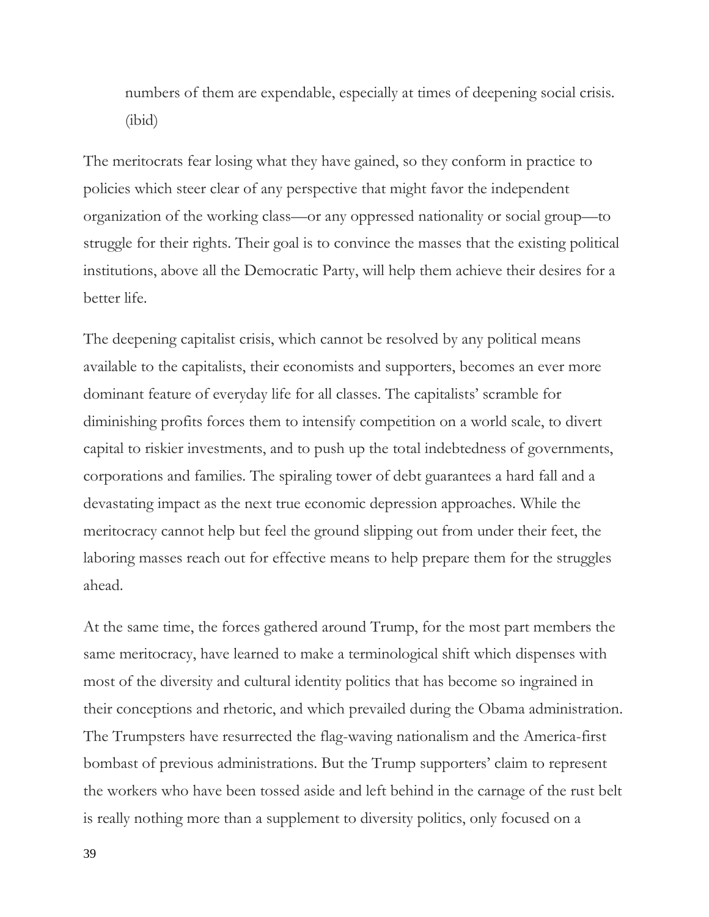> numbers of them are expendable, especially at times of deepening social crisis. (ibid)

The meritocrats fear losing what they have gained, so they conform in practice to policies which steer clear of any perspective that might favor the independent organization of the working class—or any oppressed nationality or social group—to struggle for their rights. Their goal is to convince the masses that the existing political institutions, above all the Democratic Party, will help them achieve their desires for a better life.

The deepening capitalist crisis, which cannot be resolved by any political means available to the capitalists, their economists and supporters, becomes an ever more dominant feature of everyday life for all classes. The capitalists' scramble for diminishing profits forces them to intensify competition on a world scale, to divert capital to riskier investments, and to push up the total indebtedness of governments, corporations and families. The spiraling tower of debt guarantees a hard fall and a devastating impact as the next true economic depression approaches. While the meritocracy cannot help but feel the ground slipping out from under their feet, the laboring masses reach out for effective means to help prepare them for the struggles ahead.

At the same time, the forces gathered around Trump, for the most part members the same meritocracy, have learned to make a terminological shift which dispenses with most of the diversity and cultural identity politics that has become so ingrained in their conceptions and rhetoric, and which prevailed during the Obama administration. The Trumpsters have resurrected the flag-waving nationalism and the America-first bombast of previous administrations. But the Trump supporters' claim to represent the workers who have been tossed aside and left behind in the carnage of the rust belt is really nothing more than a supplement to diversity politics, only focused on a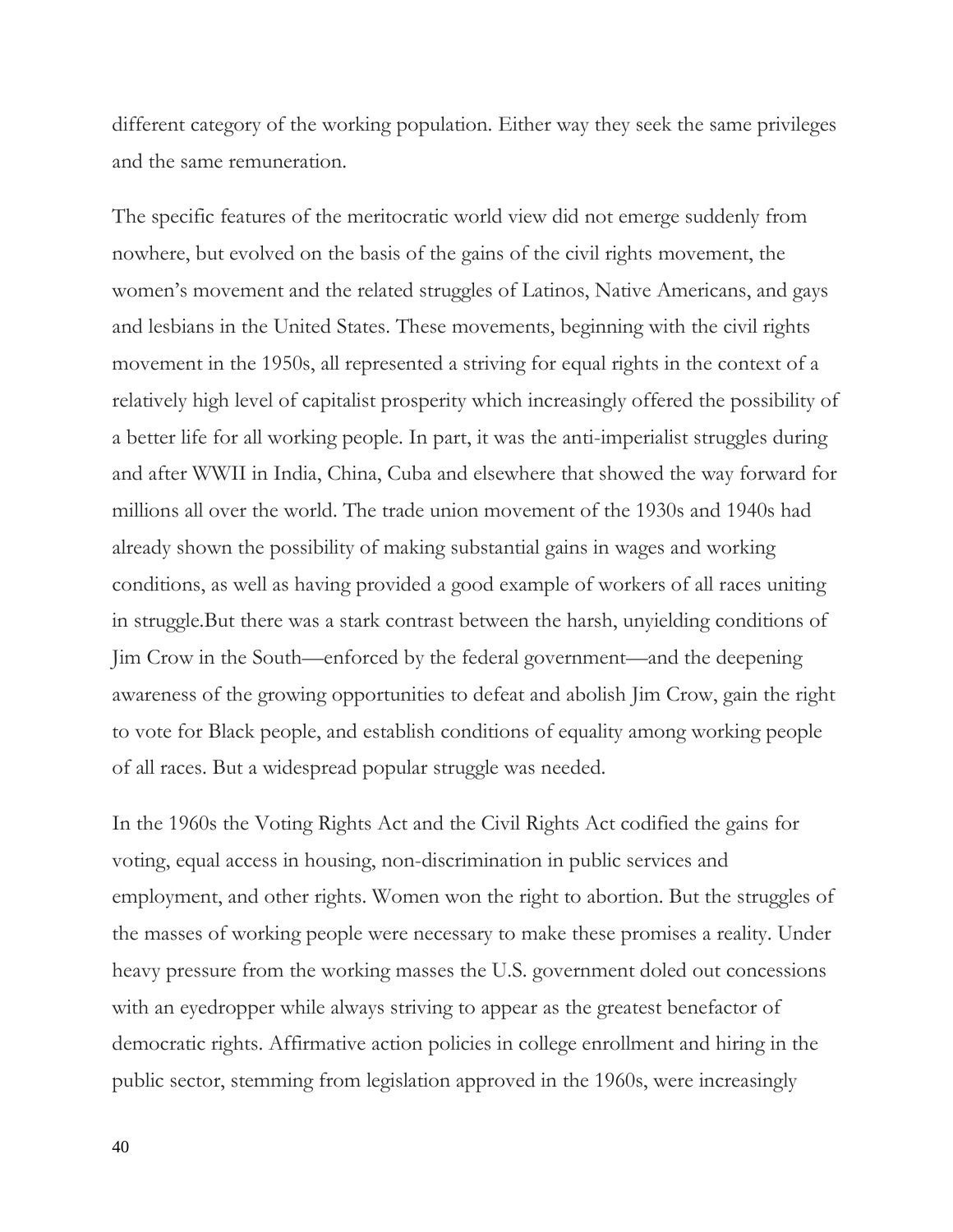different category of the working population. Either way they seek the same privileges and the same remuneration.

The specific features of the meritocratic world view did not emerge suddenly from nowhere, but evolved on the basis of the gains of the civil rights movement, the women's movement and the related struggles of Latinos, Native Americans, and gays and lesbians in the United States. These movements, beginning with the civil rights movement in the 1950s, all represented a striving for equal rights in the context of a relatively high level of capitalist prosperity which increasingly offered the possibility of a better life for all working people. In part, it was the anti-imperialist struggles during and after WWII in India, China, Cuba and elsewhere that showed the way forward for millions all over the world. The trade union movement of the 1930s and 1940s had already shown the possibility of making substantial gains in wages and working conditions, as well as having provided a good example of workers of all races uniting in struggle.But there was a stark contrast between the harsh, unyielding conditions of Jim Crow in the South—enforced by the federal government—and the deepening awareness of the growing opportunities to defeat and abolish Jim Crow, gain the right to vote for Black people, and establish conditions of equality among working people of all races. But a widespread popular struggle was needed.

In the 1960s the Voting Rights Act and the Civil Rights Act codified the gains for voting, equal access in housing, non-discrimination in public services and employment, and other rights. Women won the right to abortion. But the struggles of the masses of working people were necessary to make these promises a reality. Under heavy pressure from the working masses the U.S. government doled out concessions with an eyedropper while always striving to appear as the greatest benefactor of democratic rights. Affirmative action policies in college enrollment and hiring in the public sector, stemming from legislation approved in the 1960s, were increasingly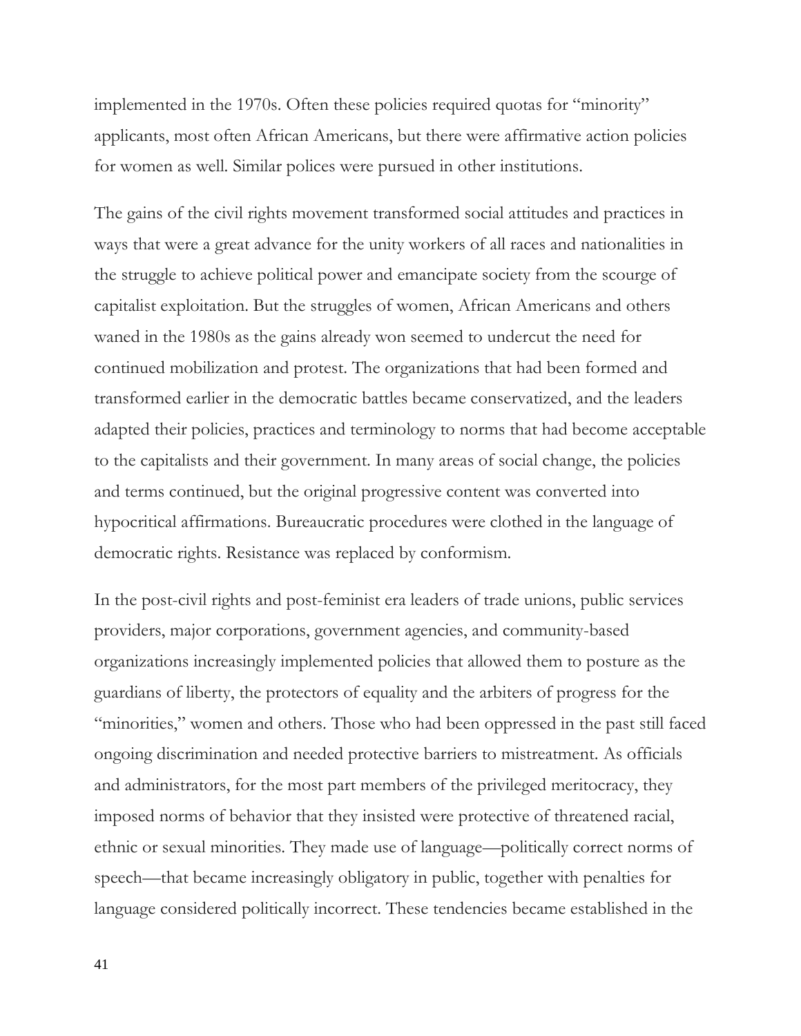implemented in the 1970s. Often these policies required quotas for "minority" applicants, most often African Americans, but there were affirmative action policies for women as well. Similar polices were pursued in other institutions.

The gains of the civil rights movement transformed social attitudes and practices in ways that were a great advance for the unity workers of all races and nationalities in the struggle to achieve political power and emancipate society from the scourge of capitalist exploitation. But the struggles of women, African Americans and others waned in the 1980s as the gains already won seemed to undercut the need for continued mobilization and protest. The organizations that had been formed and transformed earlier in the democratic battles became conservatized, and the leaders adapted their policies, practices and terminology to norms that had become acceptable to the capitalists and their government. In many areas of social change, the policies and terms continued, but the original progressive content was converted into hypocritical affirmations. Bureaucratic procedures were clothed in the language of democratic rights. Resistance was replaced by conformism.

In the post-civil rights and post-feminist era leaders of trade unions, public services providers, major corporations, government agencies, and community-based organizations increasingly implemented policies that allowed them to posture as the guardians of liberty, the protectors of equality and the arbiters of progress for the "minorities," women and others. Those who had been oppressed in the past still faced ongoing discrimination and needed protective barriers to mistreatment. As officials and administrators, for the most part members of the privileged meritocracy, they imposed norms of behavior that they insisted were protective of threatened racial, ethnic or sexual minorities. They made use of language—politically correct norms of speech—that became increasingly obligatory in public, together with penalties for language considered politically incorrect. These tendencies became established in the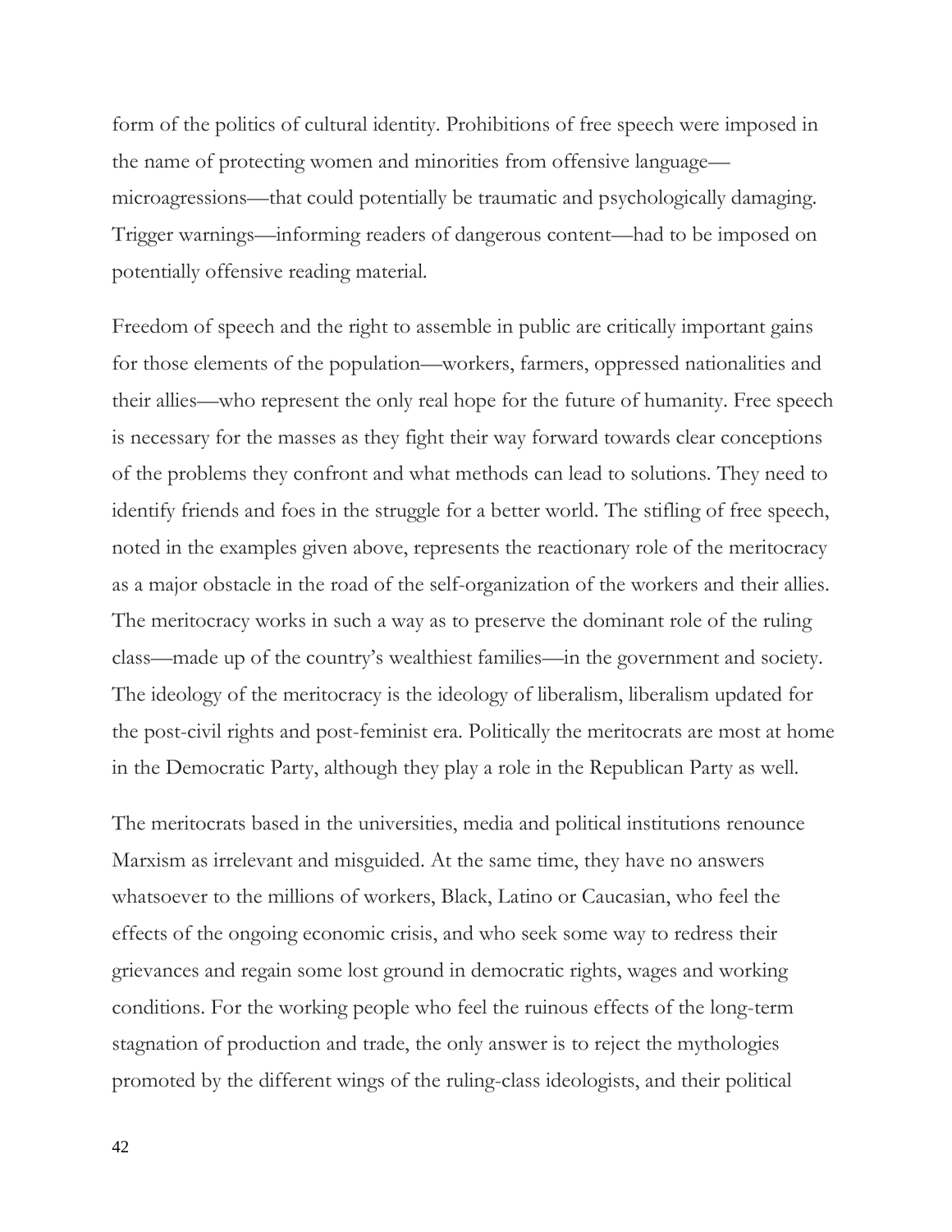form of the politics of cultural identity. Prohibitions of free speech were imposed in the name of protecting women and minorities from offensive language—microagressions—that could potentially be traumatic and psychologically damaging. Trigger warnings—informing readers of dangerous content—had to be imposed on potentially offensive reading material.

Freedom of speech and the right to assemble in public are critically important gains for those elements of the population—workers, farmers, oppressed nationalities and their allies—who represent the only real hope for the future of humanity. Free speech is necessary for the masses as they fight their way forward towards clear conceptions of the problems they confront and what methods can lead to solutions. They need to identify friends and foes in the struggle for a better world. The stifling of free speech, noted in the examples given above, represents the reactionary role of the meritocracy as a major obstacle in the road of the self-organization of the workers and their allies. The meritocracy works in such a way as to preserve the dominant role of the ruling class—made up of the country's wealthiest families—in the government and society. The ideology of the meritocracy is the ideology of liberalism, liberalism updated for the post-civil rights and post-feminist era. Politically the meritocrats are most at home in the Democratic Party, although they play a role in the Republican Party as well.

The meritocrats based in the universities, media and political institutions renounce Marxism as irrelevant and misguided. At the same time, they have no answers whatsoever to the millions of workers, Black, Latino or Caucasian, who feel the effects of the ongoing economic crisis, and who seek some way to redress their grievances and regain some lost ground in democratic rights, wages and working conditions. For the working people who feel the ruinous effects of the long-term stagnation of production and trade, the only answer is to reject the mythologies promoted by the different wings of the ruling-class ideologists, and their political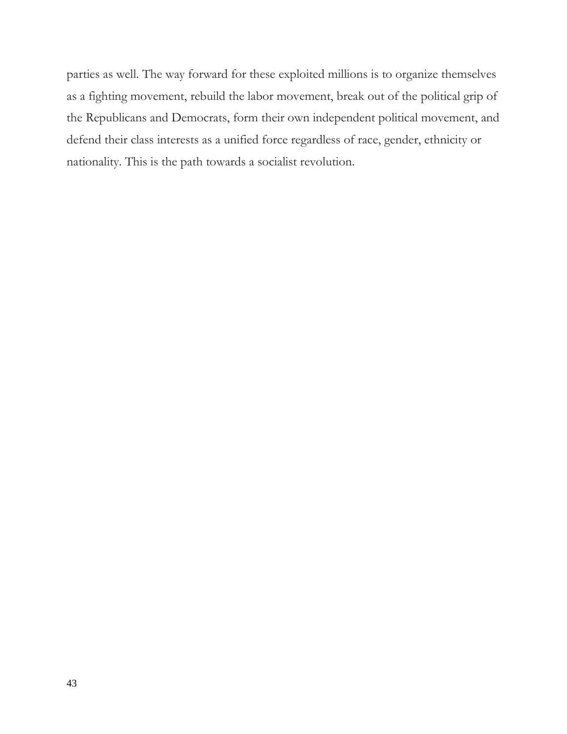parties as well. The way forward for these exploited millions is to organize themselves as a fighting movement, rebuild the labor movement, break out of the political grip of the Republicans and Democrats, form their own independent political movement, and defend their class interests as a unified force regardless of race, gender, ethnicity or nationality. This is the path towards a socialist revolution.